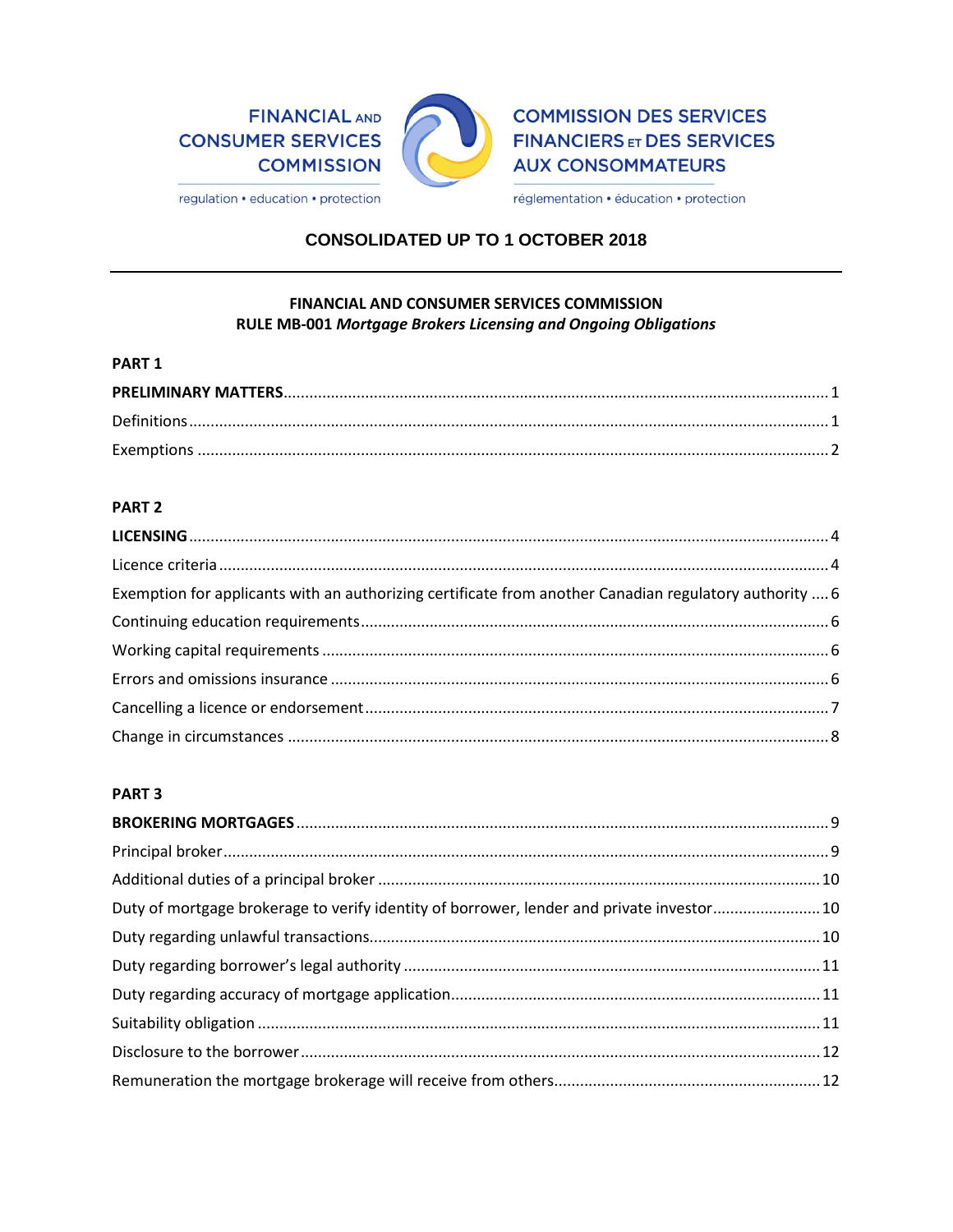FINANCIAL AND CONSUMER SERVICES COMMISSION
regulation • education • protection

COMMISSION DES SERVICES FINANCIERS ET DES SERVICES AUX CONSOMMATEURS
réglementation • éducation • protection

**CONSOLIDATED UP TO 1 OCTOBER 2018**

---

**FINANCIAL AND CONSUMER SERVICES COMMISSION**
**RULE MB-001 *Mortgage Brokers Licensing and Ongoing Obligations***

**PART 1**

**PRELIMINARY MATTERS** .......... 1

Definitions .......... 1

Exemptions .......... 2

**PART 2**

**LICENSING** .......... 4

Licence criteria .......... 4

Exemption for applicants with an authorizing certificate from another Canadian regulatory authority .......... 6

Continuing education requirements .......... 6

Working capital requirements .......... 6

Errors and omissions insurance .......... 6

Cancelling a licence or endorsement .......... 7

Change in circumstances .......... 8

**PART 3**

**BROKERING MORTGAGES** .......... 9

Principal broker .......... 9

Additional duties of a principal broker .......... 10

Duty of mortgage brokerage to verify identity of borrower, lender and private investor .......... 10

Duty regarding unlawful transactions .......... 10

Duty regarding borrower's legal authority .......... 11

Duty regarding accuracy of mortgage application .......... 11

Suitability obligation .......... 11

Disclosure to the borrower .......... 12

Remuneration the mortgage brokerage will receive from others .......... 12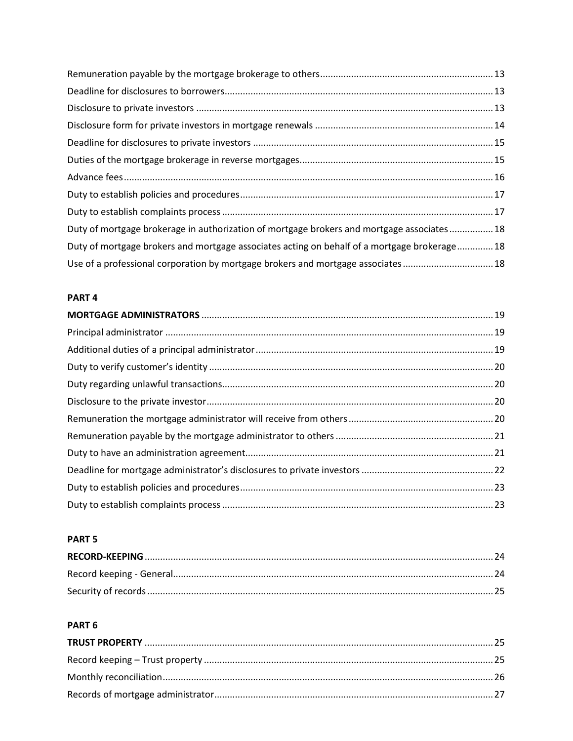Remuneration payable by the mortgage brokerage to others ........ 13
Deadline for disclosures to borrowers ........ 13
Disclosure to private investors ........ 13
Disclosure form for private investors in mortgage renewals ........ 14
Deadline for disclosures to private investors ........ 15
Duties of the mortgage brokerage in reverse mortgages ........ 15
Advance fees ........ 16
Duty to establish policies and procedures ........ 17
Duty to establish complaints process ........ 17
Duty of mortgage brokerage in authorization of mortgage brokers and mortgage associates ........ 18
Duty of mortgage brokers and mortgage associates acting on behalf of a mortgage brokerage ........ 18
Use of a professional corporation by mortgage brokers and mortgage associates ........ 18

**PART 4**

**MORTGAGE ADMINISTRATORS** ........ 19
Principal administrator ........ 19
Additional duties of a principal administrator ........ 19
Duty to verify customer's identity ........ 20
Duty regarding unlawful transactions ........ 20
Disclosure to the private investor ........ 20
Remuneration the mortgage administrator will receive from others ........ 20
Remuneration payable by the mortgage administrator to others ........ 21
Duty to have an administration agreement ........ 21
Deadline for mortgage administrator's disclosures to private investors ........ 22
Duty to establish policies and procedures ........ 23
Duty to establish complaints process ........ 23

**PART 5**

**RECORD-KEEPING** ........ 24
Record keeping - General ........ 24
Security of records ........ 25

**PART 6**

**TRUST PROPERTY** ........ 25
Record keeping – Trust property ........ 25
Monthly reconciliation ........ 26
Records of mortgage administrator ........ 27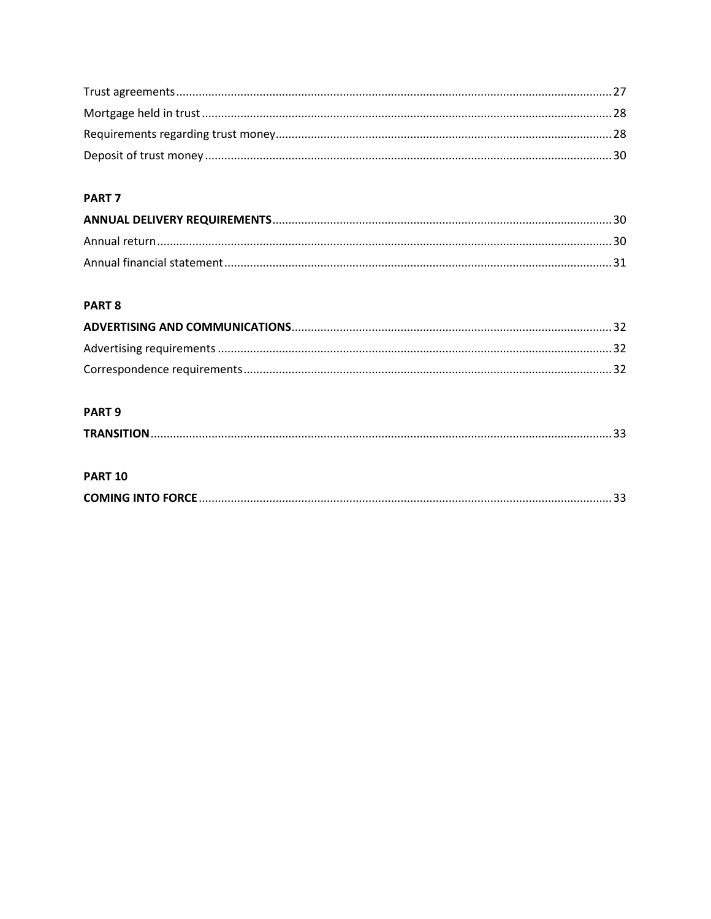Trust agreements ........ 27
Mortgage held in trust ........ 28
Requirements regarding trust money ........ 28
Deposit of trust money ........ 30

**PART 7**

**ANNUAL DELIVERY REQUIREMENTS** ........ 30
Annual return ........ 30
Annual financial statement ........ 31

**PART 8**

**ADVERTISING AND COMMUNICATIONS** ........ 32
Advertising requirements ........ 32
Correspondence requirements ........ 32

**PART 9**

**TRANSITION** ........ 33

**PART 10**

**COMING INTO FORCE** ........ 33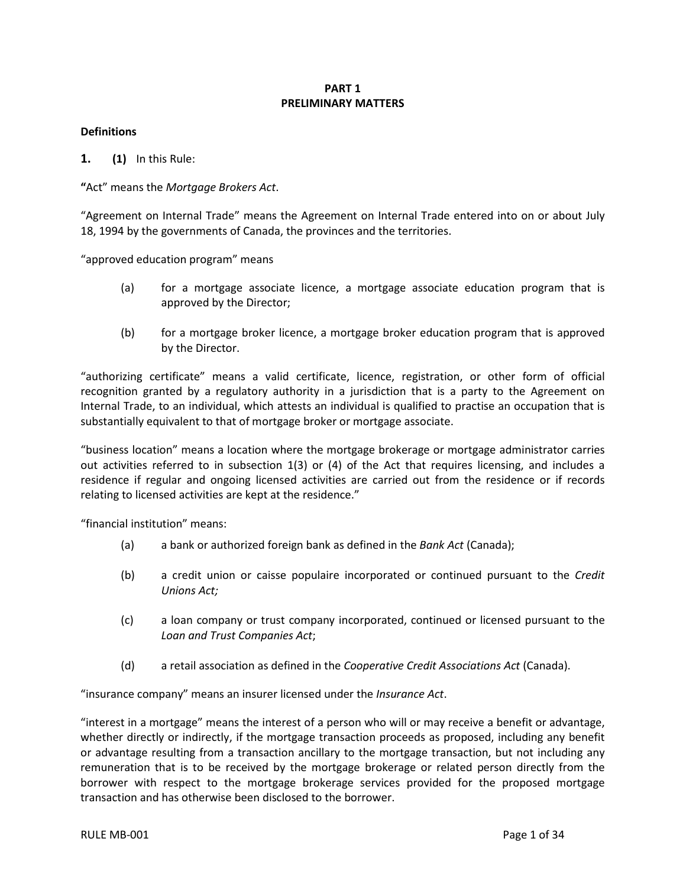# PART 1
# PRELIMINARY MATTERS

**Definitions**

**1. (1)** In this Rule:

**"**Act" means the *Mortgage Brokers Act*.

"Agreement on Internal Trade" means the Agreement on Internal Trade entered into on or about July 18, 1994 by the governments of Canada, the provinces and the territories.

"approved education program" means

(a) for a mortgage associate licence, a mortgage associate education program that is approved by the Director;

(b) for a mortgage broker licence, a mortgage broker education program that is approved by the Director.

"authorizing certificate" means a valid certificate, licence, registration, or other form of official recognition granted by a regulatory authority in a jurisdiction that is a party to the Agreement on Internal Trade, to an individual, which attests an individual is qualified to practise an occupation that is substantially equivalent to that of mortgage broker or mortgage associate.

"business location" means a location where the mortgage brokerage or mortgage administrator carries out activities referred to in subsection 1(3) or (4) of the Act that requires licensing, and includes a residence if regular and ongoing licensed activities are carried out from the residence or if records relating to licensed activities are kept at the residence."

"financial institution" means:

(a) a bank or authorized foreign bank as defined in the *Bank Act* (Canada);

(b) a credit union or caisse populaire incorporated or continued pursuant to the *Credit Unions Act;*

(c) a loan company or trust company incorporated, continued or licensed pursuant to the *Loan and Trust Companies Act*;

(d) a retail association as defined in the *Cooperative Credit Associations Act* (Canada).

"insurance company" means an insurer licensed under the *Insurance Act*.

"interest in a mortgage" means the interest of a person who will or may receive a benefit or advantage, whether directly or indirectly, if the mortgage transaction proceeds as proposed, including any benefit or advantage resulting from a transaction ancillary to the mortgage transaction, but not including any remuneration that is to be received by the mortgage brokerage or related person directly from the borrower with respect to the mortgage brokerage services provided for the proposed mortgage transaction and has otherwise been disclosed to the borrower.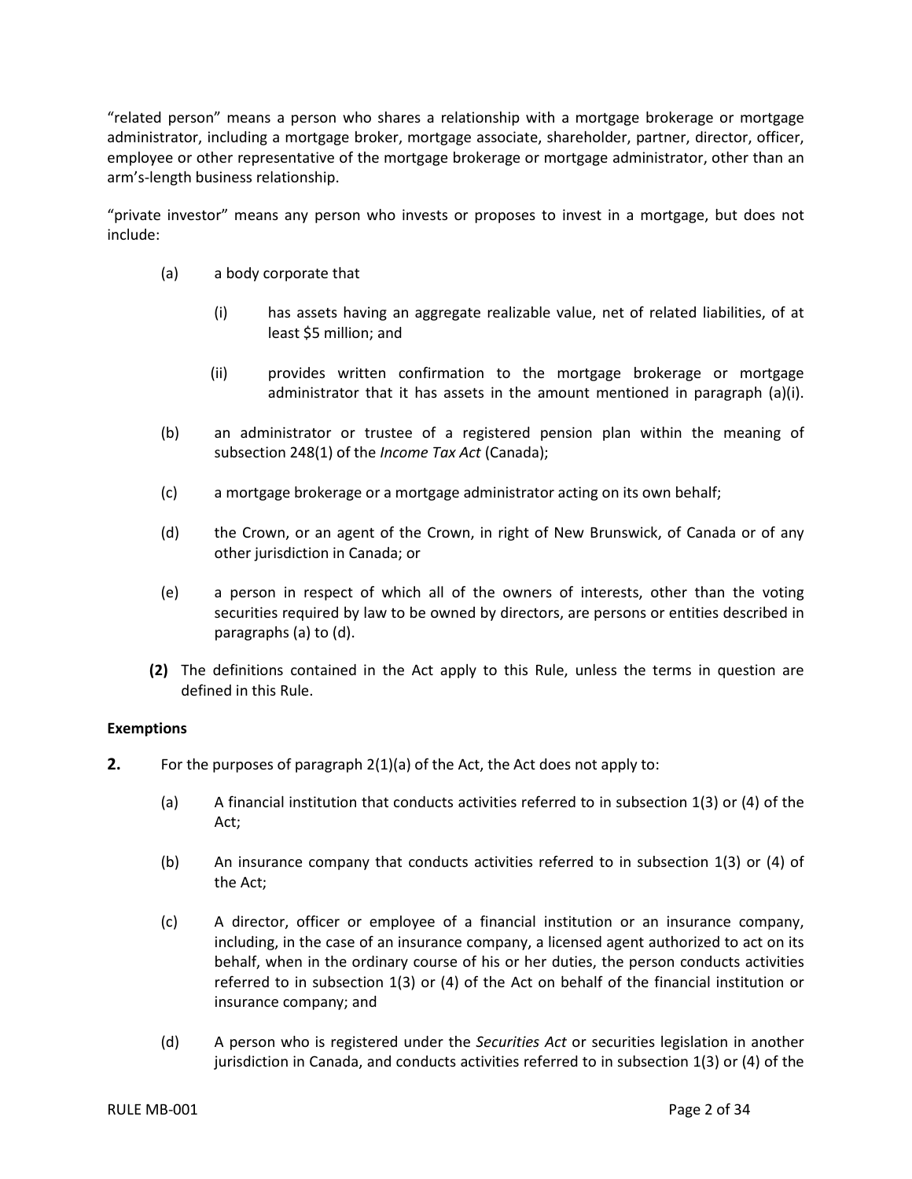"related person" means a person who shares a relationship with a mortgage brokerage or mortgage administrator, including a mortgage broker, mortgage associate, shareholder, partner, director, officer, employee or other representative of the mortgage brokerage or mortgage administrator, other than an arm's-length business relationship.

"private investor" means any person who invests or proposes to invest in a mortgage, but does not include:

(a) a body corporate that

(i) has assets having an aggregate realizable value, net of related liabilities, of at least $5 million; and

(ii) provides written confirmation to the mortgage brokerage or mortgage administrator that it has assets in the amount mentioned in paragraph (a)(i).

(b) an administrator or trustee of a registered pension plan within the meaning of subsection 248(1) of the *Income Tax Act* (Canada);

(c) a mortgage brokerage or a mortgage administrator acting on its own behalf;

(d) the Crown, or an agent of the Crown, in right of New Brunswick, of Canada or of any other jurisdiction in Canada; or

(e) a person in respect of which all of the owners of interests, other than the voting securities required by law to be owned by directors, are persons or entities described in paragraphs (a) to (d).

**(2)** The definitions contained in the Act apply to this Rule, unless the terms in question are defined in this Rule.

**Exemptions**

**2.** For the purposes of paragraph 2(1)(a) of the Act, the Act does not apply to:

(a) A financial institution that conducts activities referred to in subsection 1(3) or (4) of the Act;

(b) An insurance company that conducts activities referred to in subsection 1(3) or (4) of the Act;

(c) A director, officer or employee of a financial institution or an insurance company, including, in the case of an insurance company, a licensed agent authorized to act on its behalf, when in the ordinary course of his or her duties, the person conducts activities referred to in subsection 1(3) or (4) of the Act on behalf of the financial institution or insurance company; and

(d) A person who is registered under the *Securities Act* or securities legislation in another jurisdiction in Canada, and conducts activities referred to in subsection 1(3) or (4) of the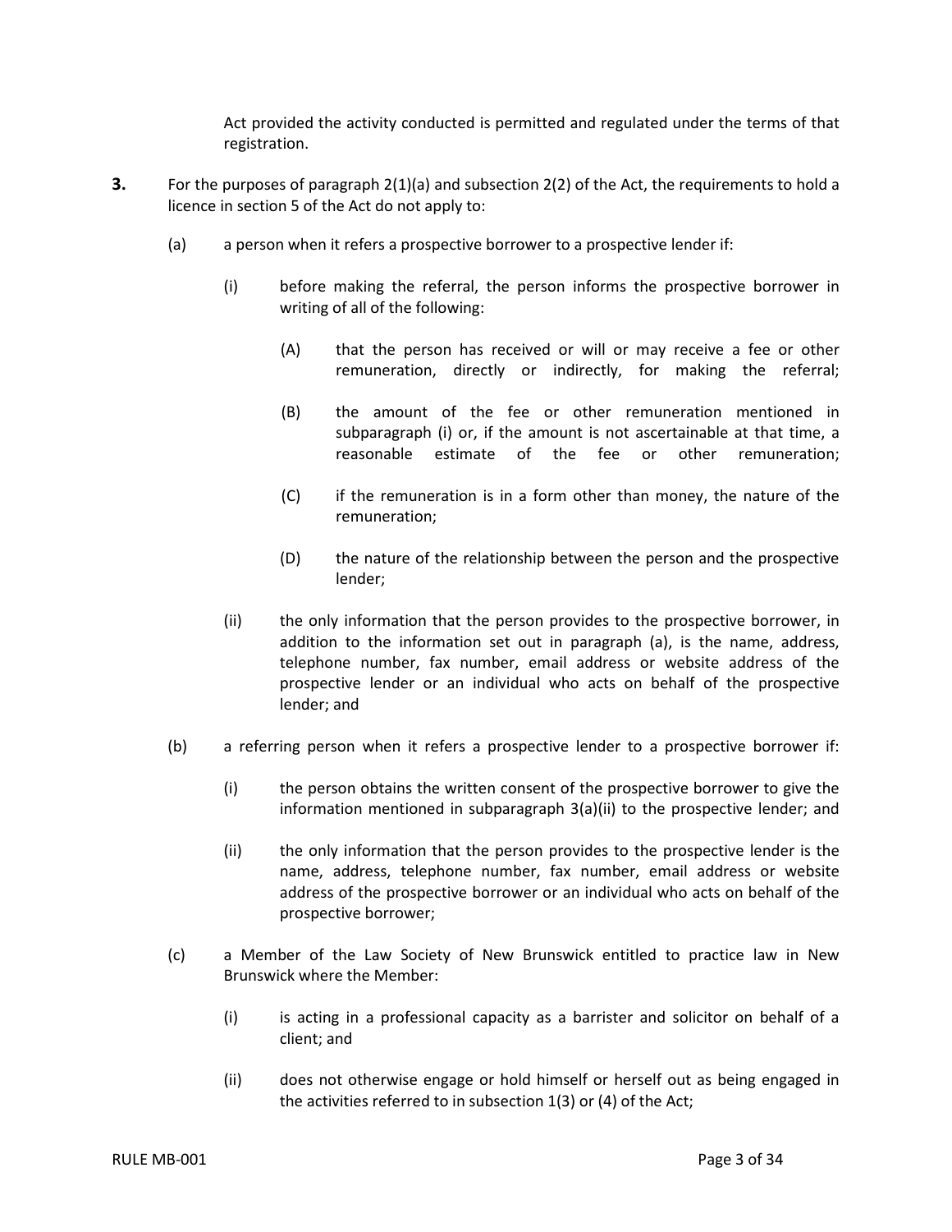Act provided the activity conducted is permitted and regulated under the terms of that registration.

**3.** For the purposes of paragraph 2(1)(a) and subsection 2(2) of the Act, the requirements to hold a licence in section 5 of the Act do not apply to:

(a) a person when it refers a prospective borrower to a prospective lender if:

(i) before making the referral, the person informs the prospective borrower in writing of all of the following:

(A) that the person has received or will or may receive a fee or other remuneration, directly or indirectly, for making the referral;

(B) the amount of the fee or other remuneration mentioned in subparagraph (i) or, if the amount is not ascertainable at that time, a reasonable estimate of the fee or other remuneration;

(C) if the remuneration is in a form other than money, the nature of the remuneration;

(D) the nature of the relationship between the person and the prospective lender;

(ii) the only information that the person provides to the prospective borrower, in addition to the information set out in paragraph (a), is the name, address, telephone number, fax number, email address or website address of the prospective lender or an individual who acts on behalf of the prospective lender; and

(b) a referring person when it refers a prospective lender to a prospective borrower if:

(i) the person obtains the written consent of the prospective borrower to give the information mentioned in subparagraph 3(a)(ii) to the prospective lender; and

(ii) the only information that the person provides to the prospective lender is the name, address, telephone number, fax number, email address or website address of the prospective borrower or an individual who acts on behalf of the prospective borrower;

(c) a Member of the Law Society of New Brunswick entitled to practice law in New Brunswick where the Member:

(i) is acting in a professional capacity as a barrister and solicitor on behalf of a client; and

(ii) does not otherwise engage or hold himself or herself out as being engaged in the activities referred to in subsection 1(3) or (4) of the Act;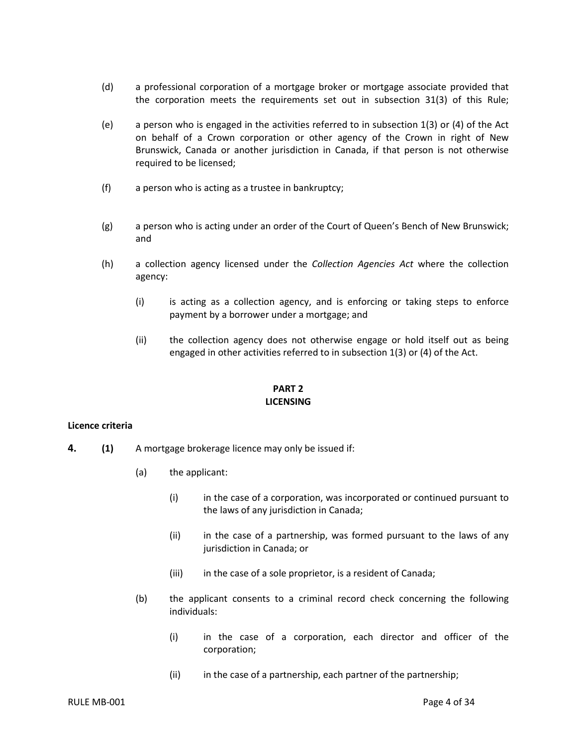(d) a professional corporation of a mortgage broker or mortgage associate provided that the corporation meets the requirements set out in subsection 31(3) of this Rule;

(e) a person who is engaged in the activities referred to in subsection 1(3) or (4) of the Act on behalf of a Crown corporation or other agency of the Crown in right of New Brunswick, Canada or another jurisdiction in Canada, if that person is not otherwise required to be licensed;

(f) a person who is acting as a trustee in bankruptcy;

(g) a person who is acting under an order of the Court of Queen's Bench of New Brunswick; and

(h) a collection agency licensed under the *Collection Agencies Act* where the collection agency:

  (i) is acting as a collection agency, and is enforcing or taking steps to enforce payment by a borrower under a mortgage; and

  (ii) the collection agency does not otherwise engage or hold itself out as being engaged in other activities referred to in subsection 1(3) or (4) of the Act.

## PART 2
## LICENSING

**Licence criteria**

**4.** **(1)** A mortgage brokerage licence may only be issued if:

  (a) the applicant:

    (i) in the case of a corporation, was incorporated or continued pursuant to the laws of any jurisdiction in Canada;

    (ii) in the case of a partnership, was formed pursuant to the laws of any jurisdiction in Canada; or

    (iii) in the case of a sole proprietor, is a resident of Canada;

  (b) the applicant consents to a criminal record check concerning the following individuals:

    (i) in the case of a corporation, each director and officer of the corporation;

    (ii) in the case of a partnership, each partner of the partnership;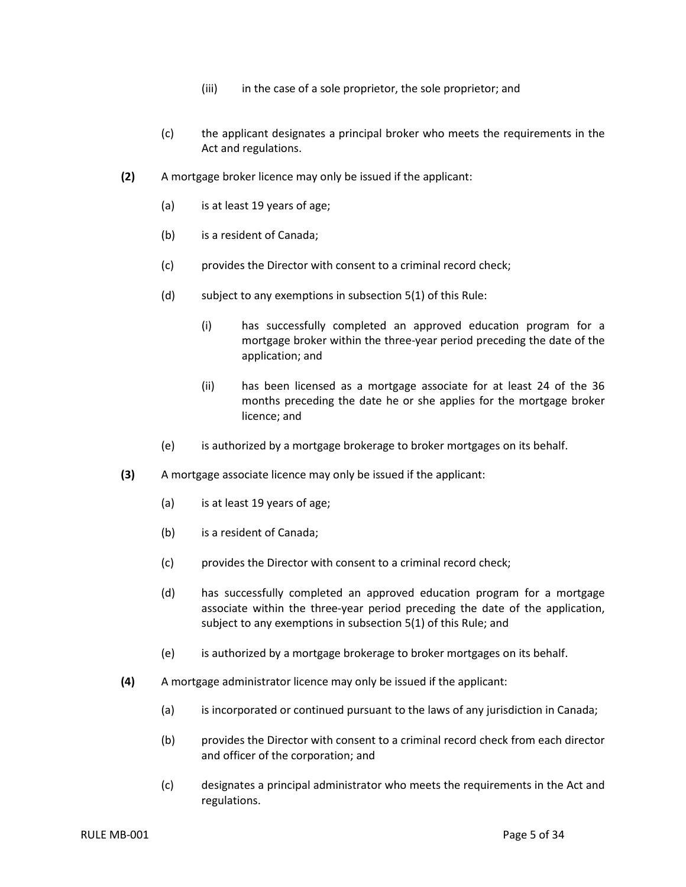(iii) in the case of a sole proprietor, the sole proprietor; and

(c) the applicant designates a principal broker who meets the requirements in the Act and regulations.

**(2)** A mortgage broker licence may only be issued if the applicant:

(a) is at least 19 years of age;

(b) is a resident of Canada;

(c) provides the Director with consent to a criminal record check;

(d) subject to any exemptions in subsection 5(1) of this Rule:

(i) has successfully completed an approved education program for a mortgage broker within the three-year period preceding the date of the application; and

(ii) has been licensed as a mortgage associate for at least 24 of the 36 months preceding the date he or she applies for the mortgage broker licence; and

(e) is authorized by a mortgage brokerage to broker mortgages on its behalf.

**(3)** A mortgage associate licence may only be issued if the applicant:

(a) is at least 19 years of age;

(b) is a resident of Canada;

(c) provides the Director with consent to a criminal record check;

(d) has successfully completed an approved education program for a mortgage associate within the three-year period preceding the date of the application, subject to any exemptions in subsection 5(1) of this Rule; and

(e) is authorized by a mortgage brokerage to broker mortgages on its behalf.

**(4)** A mortgage administrator licence may only be issued if the applicant:

(a) is incorporated or continued pursuant to the laws of any jurisdiction in Canada;

(b) provides the Director with consent to a criminal record check from each director and officer of the corporation; and

(c) designates a principal administrator who meets the requirements in the Act and regulations.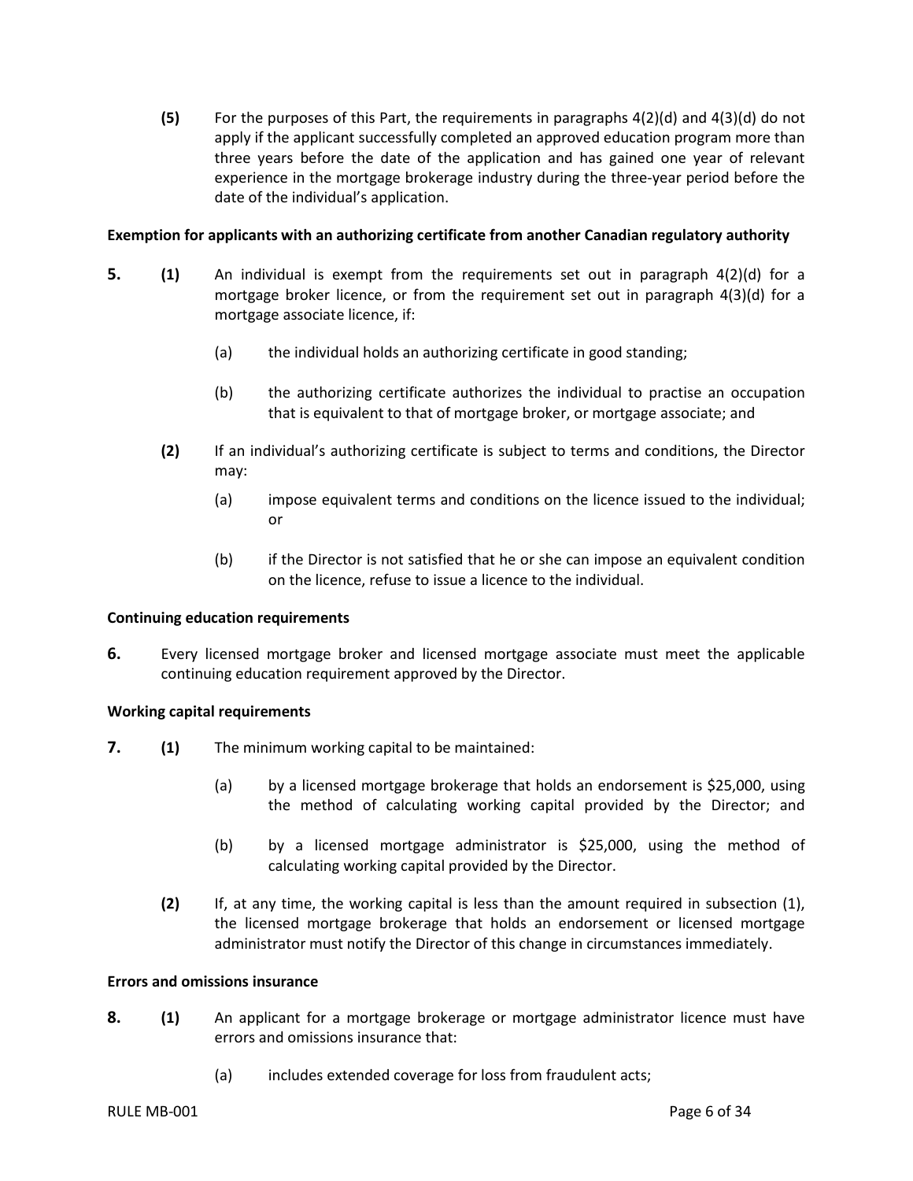**(5)** For the purposes of this Part, the requirements in paragraphs 4(2)(d) and 4(3)(d) do not apply if the applicant successfully completed an approved education program more than three years before the date of the application and has gained one year of relevant experience in the mortgage brokerage industry during the three-year period before the date of the individual's application.

**Exemption for applicants with an authorizing certificate from another Canadian regulatory authority**

**5.** **(1)** An individual is exempt from the requirements set out in paragraph 4(2)(d) for a mortgage broker licence, or from the requirement set out in paragraph 4(3)(d) for a mortgage associate licence, if:

(a) the individual holds an authorizing certificate in good standing;

(b) the authorizing certificate authorizes the individual to practise an occupation that is equivalent to that of mortgage broker, or mortgage associate; and

**(2)** If an individual's authorizing certificate is subject to terms and conditions, the Director may:

(a) impose equivalent terms and conditions on the licence issued to the individual; or

(b) if the Director is not satisfied that he or she can impose an equivalent condition on the licence, refuse to issue a licence to the individual.

**Continuing education requirements**

**6.** Every licensed mortgage broker and licensed mortgage associate must meet the applicable continuing education requirement approved by the Director.

**Working capital requirements**

**7.** **(1)** The minimum working capital to be maintained:

(a) by a licensed mortgage brokerage that holds an endorsement is $25,000, using the method of calculating working capital provided by the Director; and

(b) by a licensed mortgage administrator is $25,000, using the method of calculating working capital provided by the Director.

**(2)** If, at any time, the working capital is less than the amount required in subsection (1), the licensed mortgage brokerage that holds an endorsement or licensed mortgage administrator must notify the Director of this change in circumstances immediately.

**Errors and omissions insurance**

**8.** **(1)** An applicant for a mortgage brokerage or mortgage administrator licence must have errors and omissions insurance that:

(a) includes extended coverage for loss from fraudulent acts;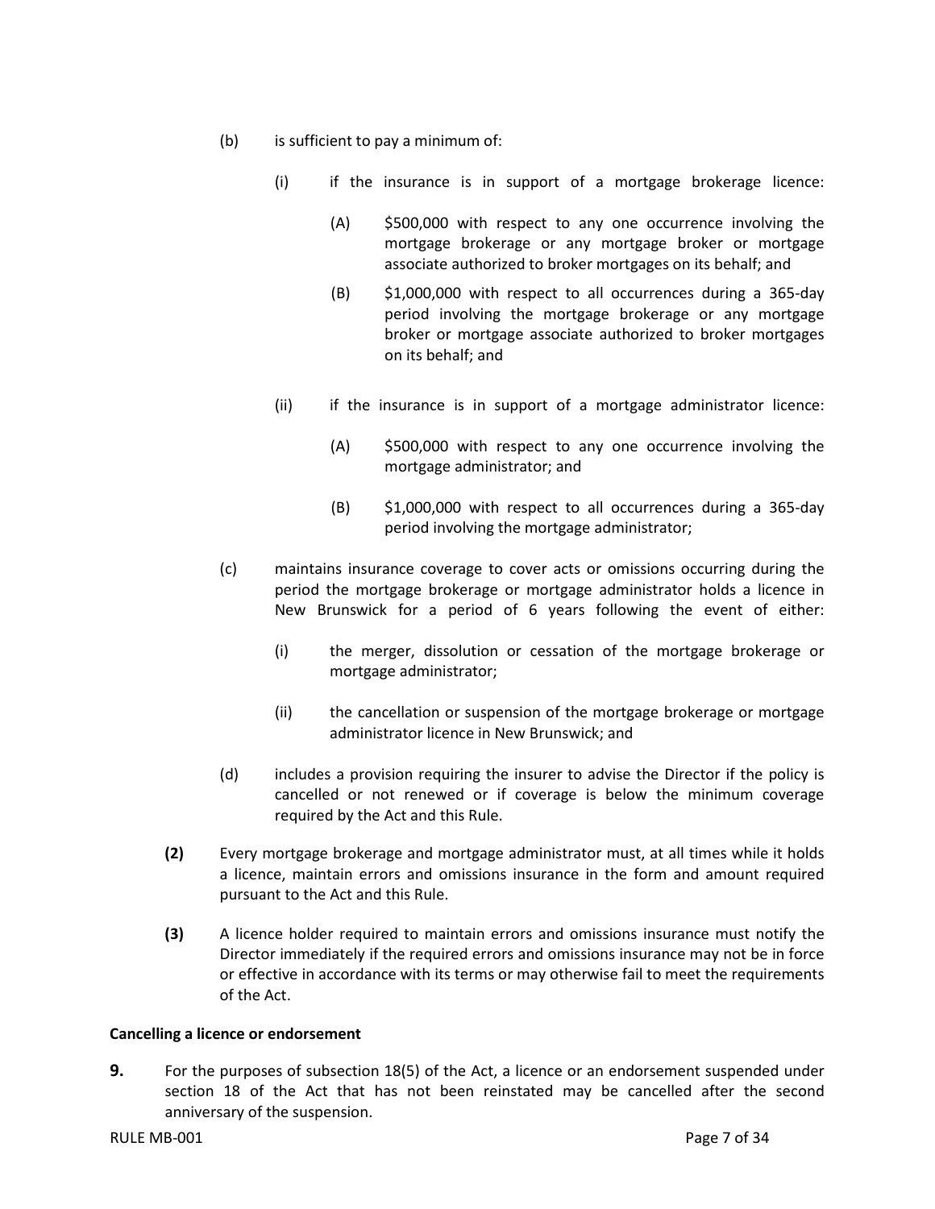(b) is sufficient to pay a minimum of:

   (i) if the insurance is in support of a mortgage brokerage licence:

      (A) $500,000 with respect to any one occurrence involving the mortgage brokerage or any mortgage broker or mortgage associate authorized to broker mortgages on its behalf; and

      (B) $1,000,000 with respect to all occurrences during a 365-day period involving the mortgage brokerage or any mortgage broker or mortgage associate authorized to broker mortgages on its behalf; and

   (ii) if the insurance is in support of a mortgage administrator licence:

      (A) $500,000 with respect to any one occurrence involving the mortgage administrator; and

      (B) $1,000,000 with respect to all occurrences during a 365-day period involving the mortgage administrator;

(c) maintains insurance coverage to cover acts or omissions occurring during the period the mortgage brokerage or mortgage administrator holds a licence in New Brunswick for a period of 6 years following the event of either:

   (i) the merger, dissolution or cessation of the mortgage brokerage or mortgage administrator;

   (ii) the cancellation or suspension of the mortgage brokerage or mortgage administrator licence in New Brunswick; and

(d) includes a provision requiring the insurer to advise the Director if the policy is cancelled or not renewed or if coverage is below the minimum coverage required by the Act and this Rule.

**(2)** Every mortgage brokerage and mortgage administrator must, at all times while it holds a licence, maintain errors and omissions insurance in the form and amount required pursuant to the Act and this Rule.

**(3)** A licence holder required to maintain errors and omissions insurance must notify the Director immediately if the required errors and omissions insurance may not be in force or effective in accordance with its terms or may otherwise fail to meet the requirements of the Act.

**Cancelling a licence or endorsement**

**9.** For the purposes of subsection 18(5) of the Act, a licence or an endorsement suspended under section 18 of the Act that has not been reinstated may be cancelled after the second anniversary of the suspension.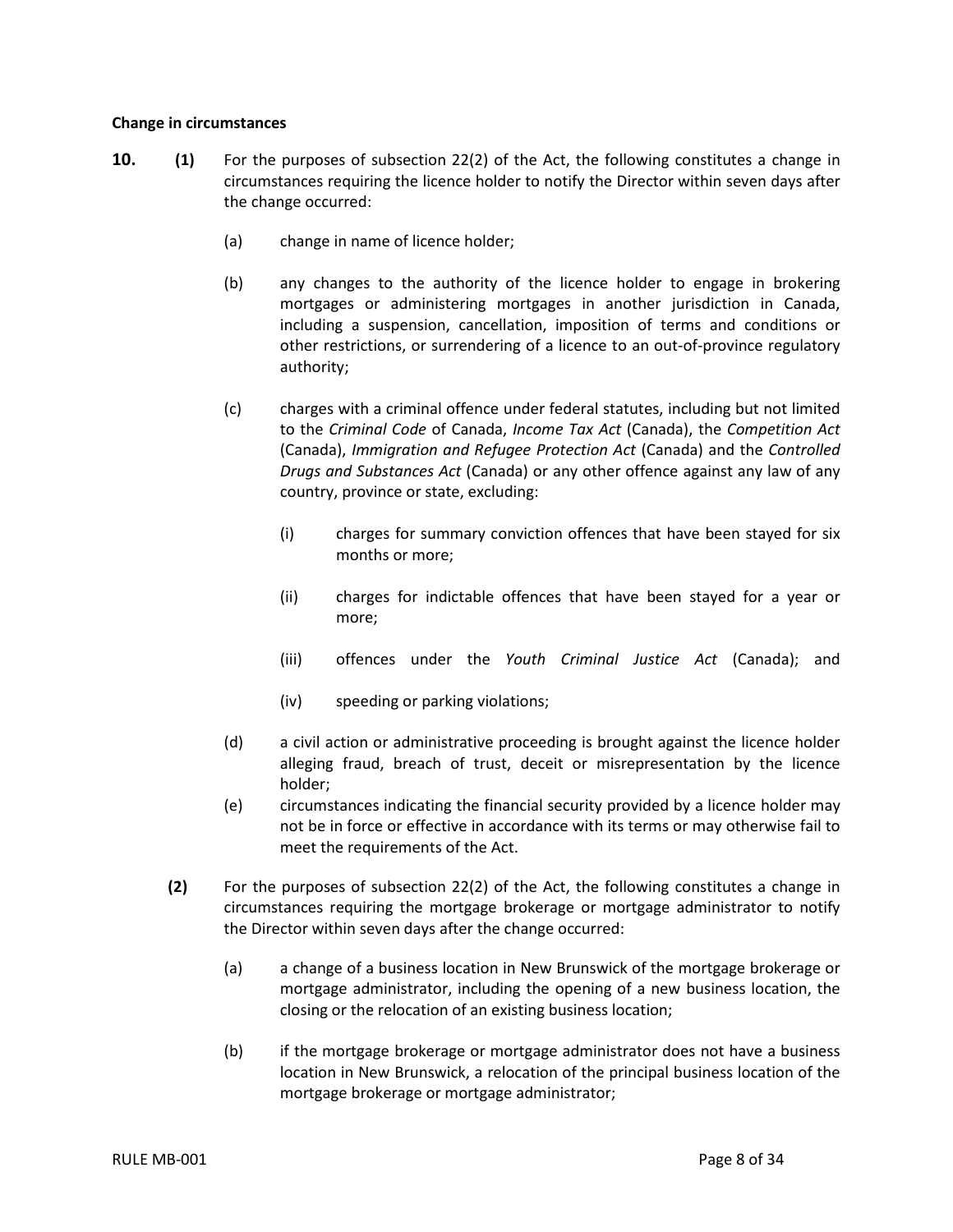**Change in circumstances**

**10.** **(1)** For the purposes of subsection 22(2) of the Act, the following constitutes a change in circumstances requiring the licence holder to notify the Director within seven days after the change occurred:

(a) change in name of licence holder;

(b) any changes to the authority of the licence holder to engage in brokering mortgages or administering mortgages in another jurisdiction in Canada, including a suspension, cancellation, imposition of terms and conditions or other restrictions, or surrendering of a licence to an out-of-province regulatory authority;

(c) charges with a criminal offence under federal statutes, including but not limited to the *Criminal Code* of Canada, *Income Tax Act* (Canada), the *Competition Act* (Canada), *Immigration and Refugee Protection Act* (Canada) and the *Controlled Drugs and Substances Act* (Canada) or any other offence against any law of any country, province or state, excluding:

(i) charges for summary conviction offences that have been stayed for six months or more;

(ii) charges for indictable offences that have been stayed for a year or more;

(iii) offences under the *Youth Criminal Justice Act* (Canada); and

(iv) speeding or parking violations;

(d) a civil action or administrative proceeding is brought against the licence holder alleging fraud, breach of trust, deceit or misrepresentation by the licence holder;

(e) circumstances indicating the financial security provided by a licence holder may not be in force or effective in accordance with its terms or may otherwise fail to meet the requirements of the Act.

**(2)** For the purposes of subsection 22(2) of the Act, the following constitutes a change in circumstances requiring the mortgage brokerage or mortgage administrator to notify the Director within seven days after the change occurred:

(a) a change of a business location in New Brunswick of the mortgage brokerage or mortgage administrator, including the opening of a new business location, the closing or the relocation of an existing business location;

(b) if the mortgage brokerage or mortgage administrator does not have a business location in New Brunswick, a relocation of the principal business location of the mortgage brokerage or mortgage administrator;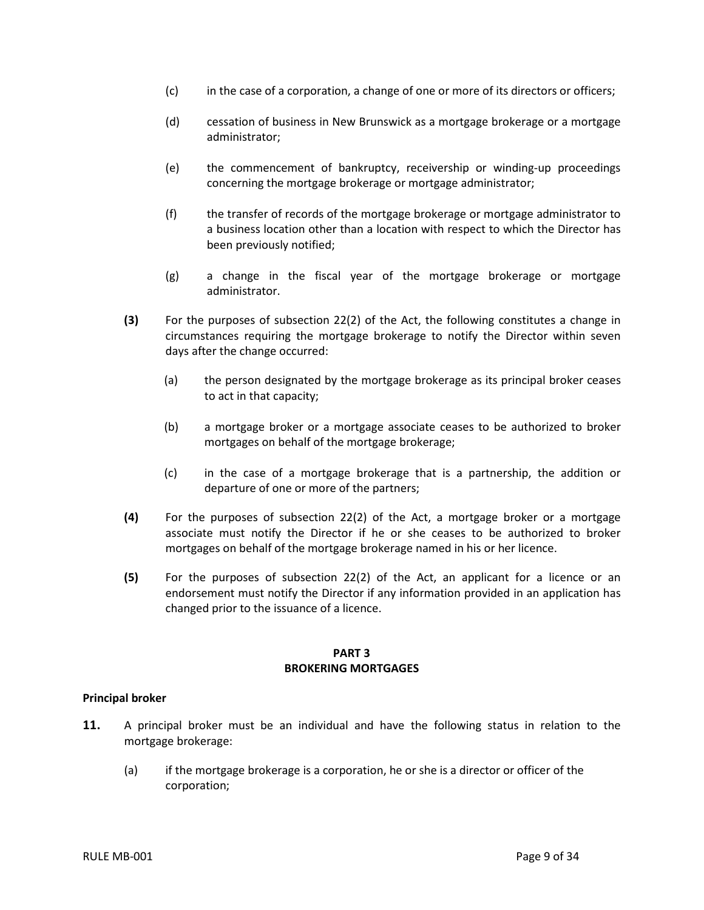(c) in the case of a corporation, a change of one or more of its directors or officers;

(d) cessation of business in New Brunswick as a mortgage brokerage or a mortgage administrator;

(e) the commencement of bankruptcy, receivership or winding-up proceedings concerning the mortgage brokerage or mortgage administrator;

(f) the transfer of records of the mortgage brokerage or mortgage administrator to a business location other than a location with respect to which the Director has been previously notified;

(g) a change in the fiscal year of the mortgage brokerage or mortgage administrator.

**(3)** For the purposes of subsection 22(2) of the Act, the following constitutes a change in circumstances requiring the mortgage brokerage to notify the Director within seven days after the change occurred:

(a) the person designated by the mortgage brokerage as its principal broker ceases to act in that capacity;

(b) a mortgage broker or a mortgage associate ceases to be authorized to broker mortgages on behalf of the mortgage brokerage;

(c) in the case of a mortgage brokerage that is a partnership, the addition or departure of one or more of the partners;

**(4)** For the purposes of subsection 22(2) of the Act, a mortgage broker or a mortgage associate must notify the Director if he or she ceases to be authorized to broker mortgages on behalf of the mortgage brokerage named in his or her licence.

**(5)** For the purposes of subsection 22(2) of the Act, an applicant for a licence or an endorsement must notify the Director if any information provided in an application has changed prior to the issuance of a licence.

## PART 3
## BROKERING MORTGAGES

**Principal broker**

**11.** A principal broker must be an individual and have the following status in relation to the mortgage brokerage:

(a) if the mortgage brokerage is a corporation, he or she is a director or officer of the corporation;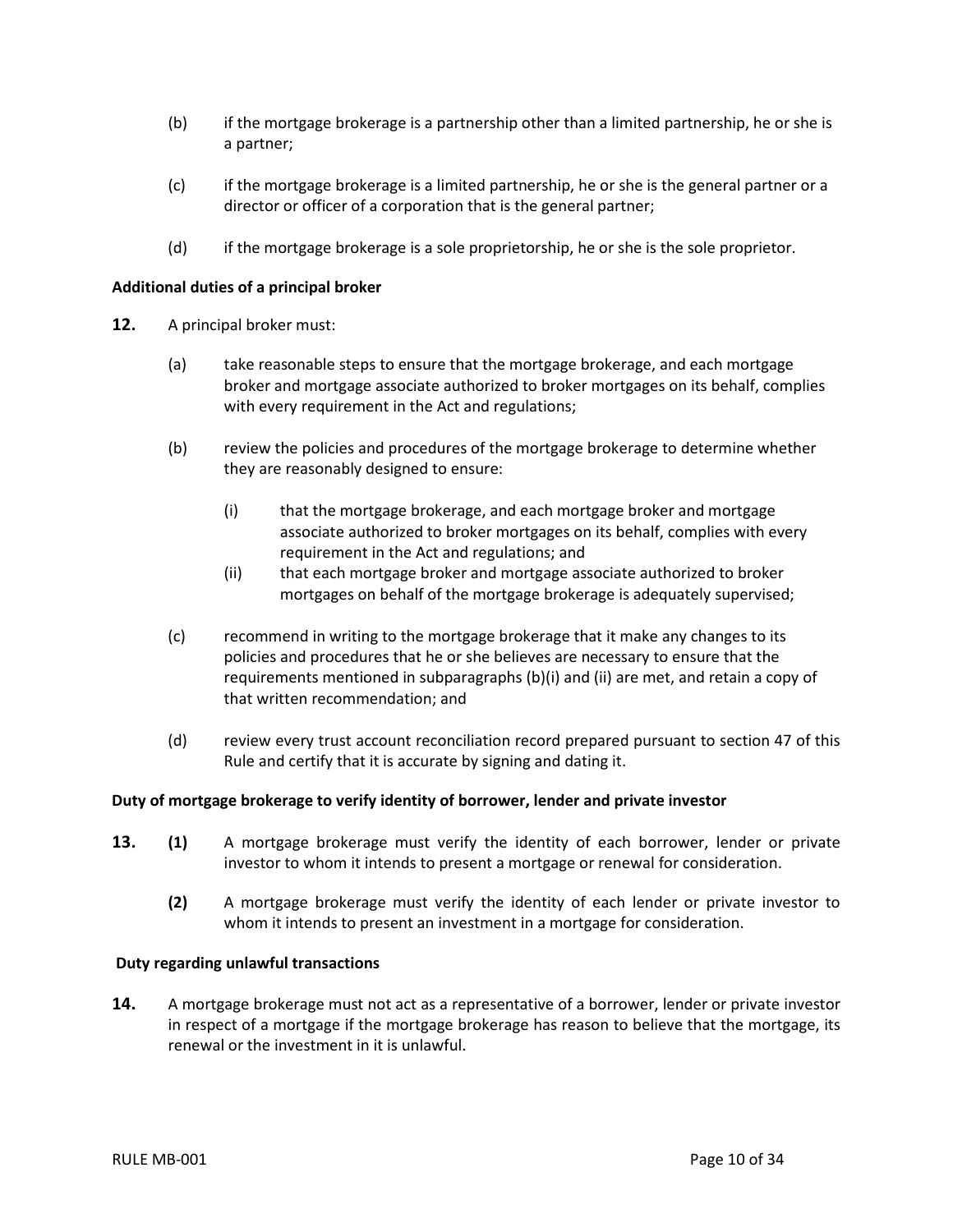(b) if the mortgage brokerage is a partnership other than a limited partnership, he or she is a partner;

(c) if the mortgage brokerage is a limited partnership, he or she is the general partner or a director or officer of a corporation that is the general partner;

(d) if the mortgage brokerage is a sole proprietorship, he or she is the sole proprietor.

**Additional duties of a principal broker**

**12.** A principal broker must:

(a) take reasonable steps to ensure that the mortgage brokerage, and each mortgage broker and mortgage associate authorized to broker mortgages on its behalf, complies with every requirement in the Act and regulations;

(b) review the policies and procedures of the mortgage brokerage to determine whether they are reasonably designed to ensure:

(i) that the mortgage brokerage, and each mortgage broker and mortgage associate authorized to broker mortgages on its behalf, complies with every requirement in the Act and regulations; and

(ii) that each mortgage broker and mortgage associate authorized to broker mortgages on behalf of the mortgage brokerage is adequately supervised;

(c) recommend in writing to the mortgage brokerage that it make any changes to its policies and procedures that he or she believes are necessary to ensure that the requirements mentioned in subparagraphs (b)(i) and (ii) are met, and retain a copy of that written recommendation; and

(d) review every trust account reconciliation record prepared pursuant to section 47 of this Rule and certify that it is accurate by signing and dating it.

**Duty of mortgage brokerage to verify identity of borrower, lender and private investor**

**13.** **(1)** A mortgage brokerage must verify the identity of each borrower, lender or private investor to whom it intends to present a mortgage or renewal for consideration.

**(2)** A mortgage brokerage must verify the identity of each lender or private investor to whom it intends to present an investment in a mortgage for consideration.

**Duty regarding unlawful transactions**

**14.** A mortgage brokerage must not act as a representative of a borrower, lender or private investor in respect of a mortgage if the mortgage brokerage has reason to believe that the mortgage, its renewal or the investment in it is unlawful.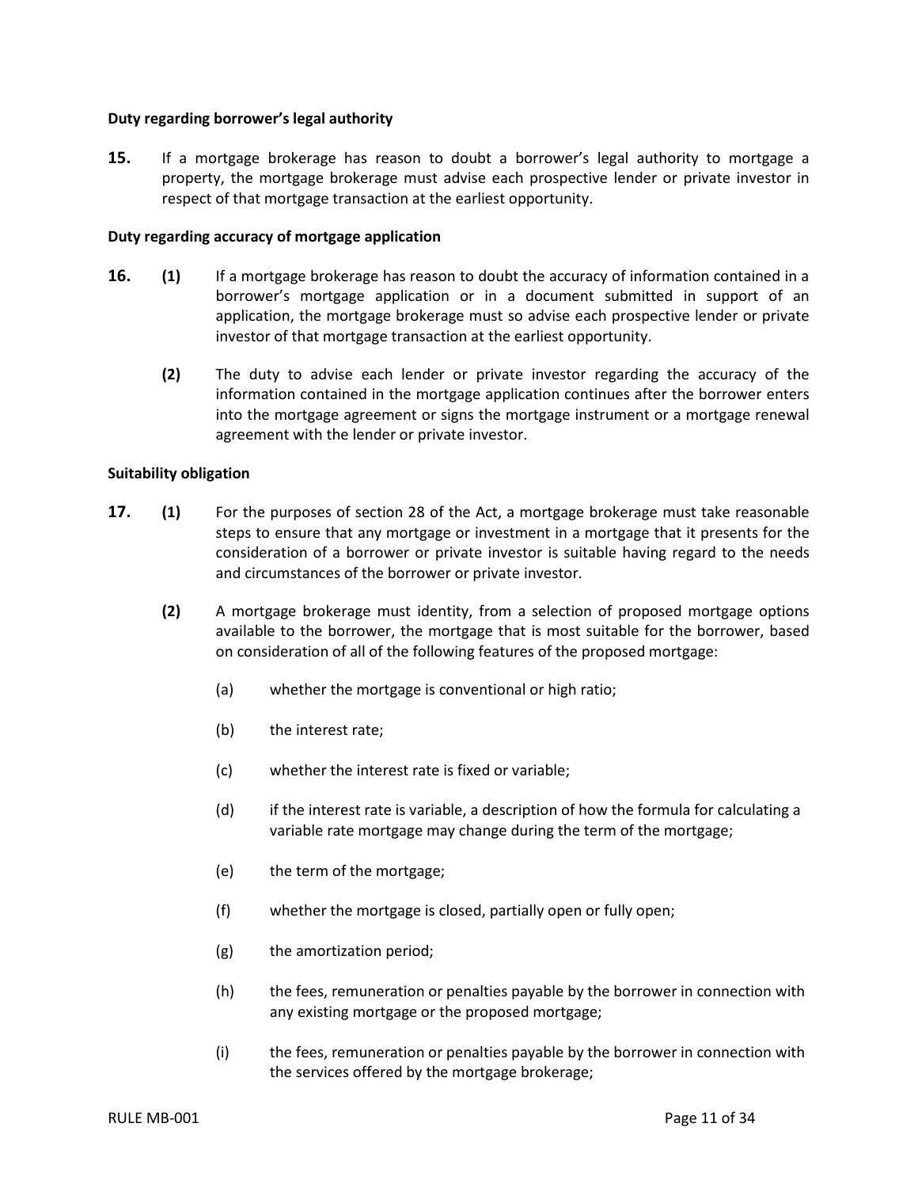**Duty regarding borrower's legal authority**

**15.** If a mortgage brokerage has reason to doubt a borrower's legal authority to mortgage a property, the mortgage brokerage must advise each prospective lender or private investor in respect of that mortgage transaction at the earliest opportunity.

**Duty regarding accuracy of mortgage application**

**16.** **(1)** If a mortgage brokerage has reason to doubt the accuracy of information contained in a borrower's mortgage application or in a document submitted in support of an application, the mortgage brokerage must so advise each prospective lender or private investor of that mortgage transaction at the earliest opportunity.

**(2)** The duty to advise each lender or private investor regarding the accuracy of the information contained in the mortgage application continues after the borrower enters into the mortgage agreement or signs the mortgage instrument or a mortgage renewal agreement with the lender or private investor.

**Suitability obligation**

**17.** **(1)** For the purposes of section 28 of the Act, a mortgage brokerage must take reasonable steps to ensure that any mortgage or investment in a mortgage that it presents for the consideration of a borrower or private investor is suitable having regard to the needs and circumstances of the borrower or private investor.

**(2)** A mortgage brokerage must identity, from a selection of proposed mortgage options available to the borrower, the mortgage that is most suitable for the borrower, based on consideration of all of the following features of the proposed mortgage:

(a) whether the mortgage is conventional or high ratio;

(b) the interest rate;

(c) whether the interest rate is fixed or variable;

(d) if the interest rate is variable, a description of how the formula for calculating a variable rate mortgage may change during the term of the mortgage;

(e) the term of the mortgage;

(f) whether the mortgage is closed, partially open or fully open;

(g) the amortization period;

(h) the fees, remuneration or penalties payable by the borrower in connection with any existing mortgage or the proposed mortgage;

(i) the fees, remuneration or penalties payable by the borrower in connection with the services offered by the mortgage brokerage;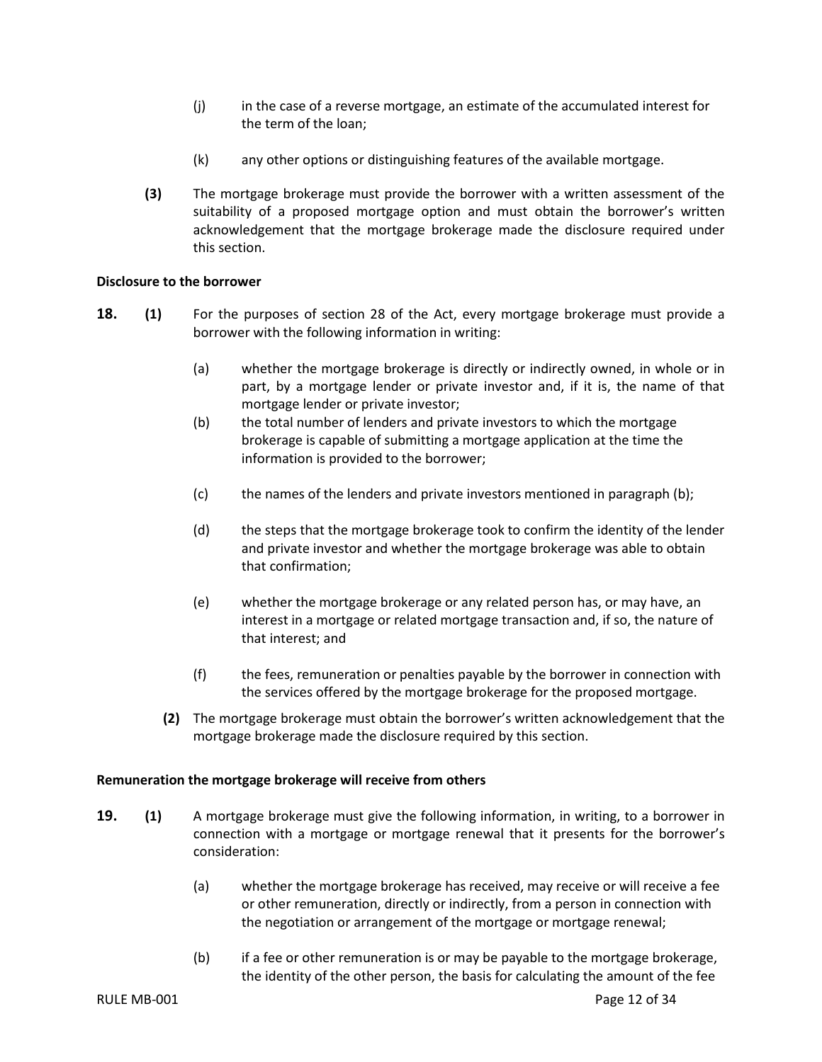(j) in the case of a reverse mortgage, an estimate of the accumulated interest for the term of the loan;

(k) any other options or distinguishing features of the available mortgage.

**(3)** The mortgage brokerage must provide the borrower with a written assessment of the suitability of a proposed mortgage option and must obtain the borrower's written acknowledgement that the mortgage brokerage made the disclosure required under this section.

**Disclosure to the borrower**

**18.** **(1)** For the purposes of section 28 of the Act, every mortgage brokerage must provide a borrower with the following information in writing:

(a) whether the mortgage brokerage is directly or indirectly owned, in whole or in part, by a mortgage lender or private investor and, if it is, the name of that mortgage lender or private investor;

(b) the total number of lenders and private investors to which the mortgage brokerage is capable of submitting a mortgage application at the time the information is provided to the borrower;

(c) the names of the lenders and private investors mentioned in paragraph (b);

(d) the steps that the mortgage brokerage took to confirm the identity of the lender and private investor and whether the mortgage brokerage was able to obtain that confirmation;

(e) whether the mortgage brokerage or any related person has, or may have, an interest in a mortgage or related mortgage transaction and, if so, the nature of that interest; and

(f) the fees, remuneration or penalties payable by the borrower in connection with the services offered by the mortgage brokerage for the proposed mortgage.

**(2)** The mortgage brokerage must obtain the borrower's written acknowledgement that the mortgage brokerage made the disclosure required by this section.

**Remuneration the mortgage brokerage will receive from others**

**19.** **(1)** A mortgage brokerage must give the following information, in writing, to a borrower in connection with a mortgage or mortgage renewal that it presents for the borrower's consideration:

(a) whether the mortgage brokerage has received, may receive or will receive a fee or other remuneration, directly or indirectly, from a person in connection with the negotiation or arrangement of the mortgage or mortgage renewal;

(b) if a fee or other remuneration is or may be payable to the mortgage brokerage, the identity of the other person, the basis for calculating the amount of the fee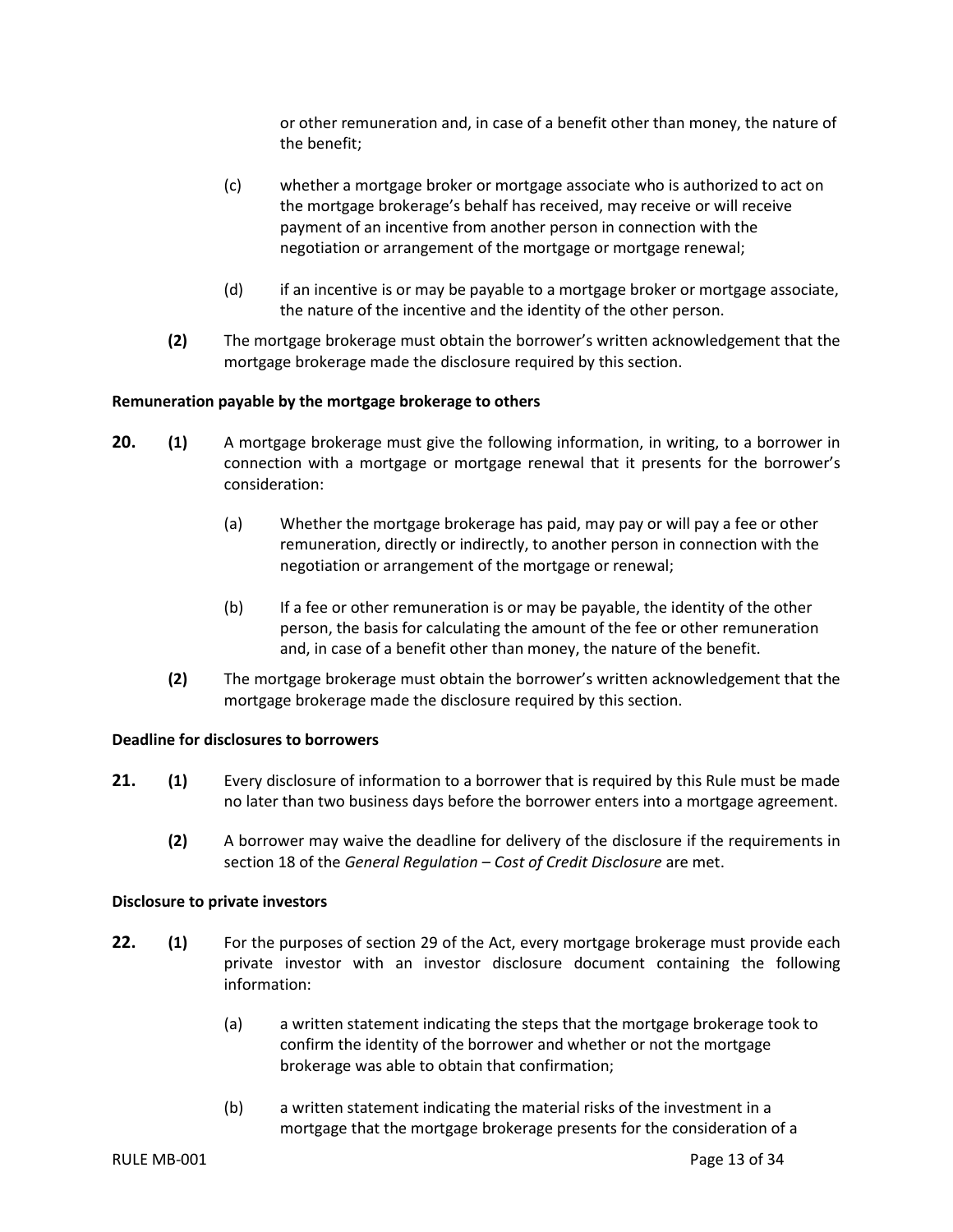or other remuneration and, in case of a benefit other than money, the nature of the benefit;

(c) whether a mortgage broker or mortgage associate who is authorized to act on the mortgage brokerage's behalf has received, may receive or will receive payment of an incentive from another person in connection with the negotiation or arrangement of the mortgage or mortgage renewal;

(d) if an incentive is or may be payable to a mortgage broker or mortgage associate, the nature of the incentive and the identity of the other person.

**(2)** The mortgage brokerage must obtain the borrower's written acknowledgement that the mortgage brokerage made the disclosure required by this section.

**Remuneration payable by the mortgage brokerage to others**

**20. (1)** A mortgage brokerage must give the following information, in writing, to a borrower in connection with a mortgage or mortgage renewal that it presents for the borrower's consideration:

(a) Whether the mortgage brokerage has paid, may pay or will pay a fee or other remuneration, directly or indirectly, to another person in connection with the negotiation or arrangement of the mortgage or renewal;

(b) If a fee or other remuneration is or may be payable, the identity of the other person, the basis for calculating the amount of the fee or other remuneration and, in case of a benefit other than money, the nature of the benefit.

**(2)** The mortgage brokerage must obtain the borrower's written acknowledgement that the mortgage brokerage made the disclosure required by this section.

**Deadline for disclosures to borrowers**

**21. (1)** Every disclosure of information to a borrower that is required by this Rule must be made no later than two business days before the borrower enters into a mortgage agreement.

**(2)** A borrower may waive the deadline for delivery of the disclosure if the requirements in section 18 of the *General Regulation – Cost of Credit Disclosure* are met.

**Disclosure to private investors**

**22. (1)** For the purposes of section 29 of the Act, every mortgage brokerage must provide each private investor with an investor disclosure document containing the following information:

(a) a written statement indicating the steps that the mortgage brokerage took to confirm the identity of the borrower and whether or not the mortgage brokerage was able to obtain that confirmation;

(b) a written statement indicating the material risks of the investment in a mortgage that the mortgage brokerage presents for the consideration of a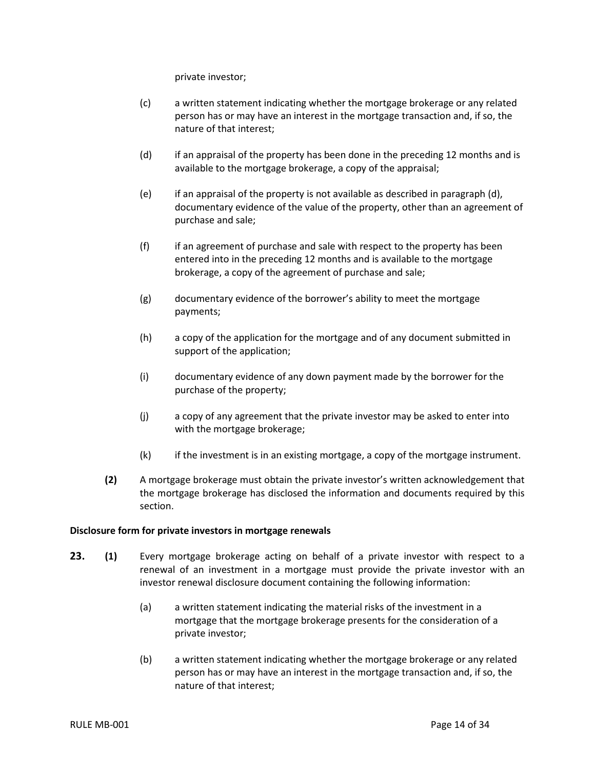private investor;

(c) a written statement indicating whether the mortgage brokerage or any related person has or may have an interest in the mortgage transaction and, if so, the nature of that interest;

(d) if an appraisal of the property has been done in the preceding 12 months and is available to the mortgage brokerage, a copy of the appraisal;

(e) if an appraisal of the property is not available as described in paragraph (d), documentary evidence of the value of the property, other than an agreement of purchase and sale;

(f) if an agreement of purchase and sale with respect to the property has been entered into in the preceding 12 months and is available to the mortgage brokerage, a copy of the agreement of purchase and sale;

(g) documentary evidence of the borrower's ability to meet the mortgage payments;

(h) a copy of the application for the mortgage and of any document submitted in support of the application;

(i) documentary evidence of any down payment made by the borrower for the purchase of the property;

(j) a copy of any agreement that the private investor may be asked to enter into with the mortgage brokerage;

(k) if the investment is in an existing mortgage, a copy of the mortgage instrument.

**(2)** A mortgage brokerage must obtain the private investor's written acknowledgement that the mortgage brokerage has disclosed the information and documents required by this section.

**Disclosure form for private investors in mortgage renewals**

**23. (1)** Every mortgage brokerage acting on behalf of a private investor with respect to a renewal of an investment in a mortgage must provide the private investor with an investor renewal disclosure document containing the following information:

(a) a written statement indicating the material risks of the investment in a mortgage that the mortgage brokerage presents for the consideration of a private investor;

(b) a written statement indicating whether the mortgage brokerage or any related person has or may have an interest in the mortgage transaction and, if so, the nature of that interest;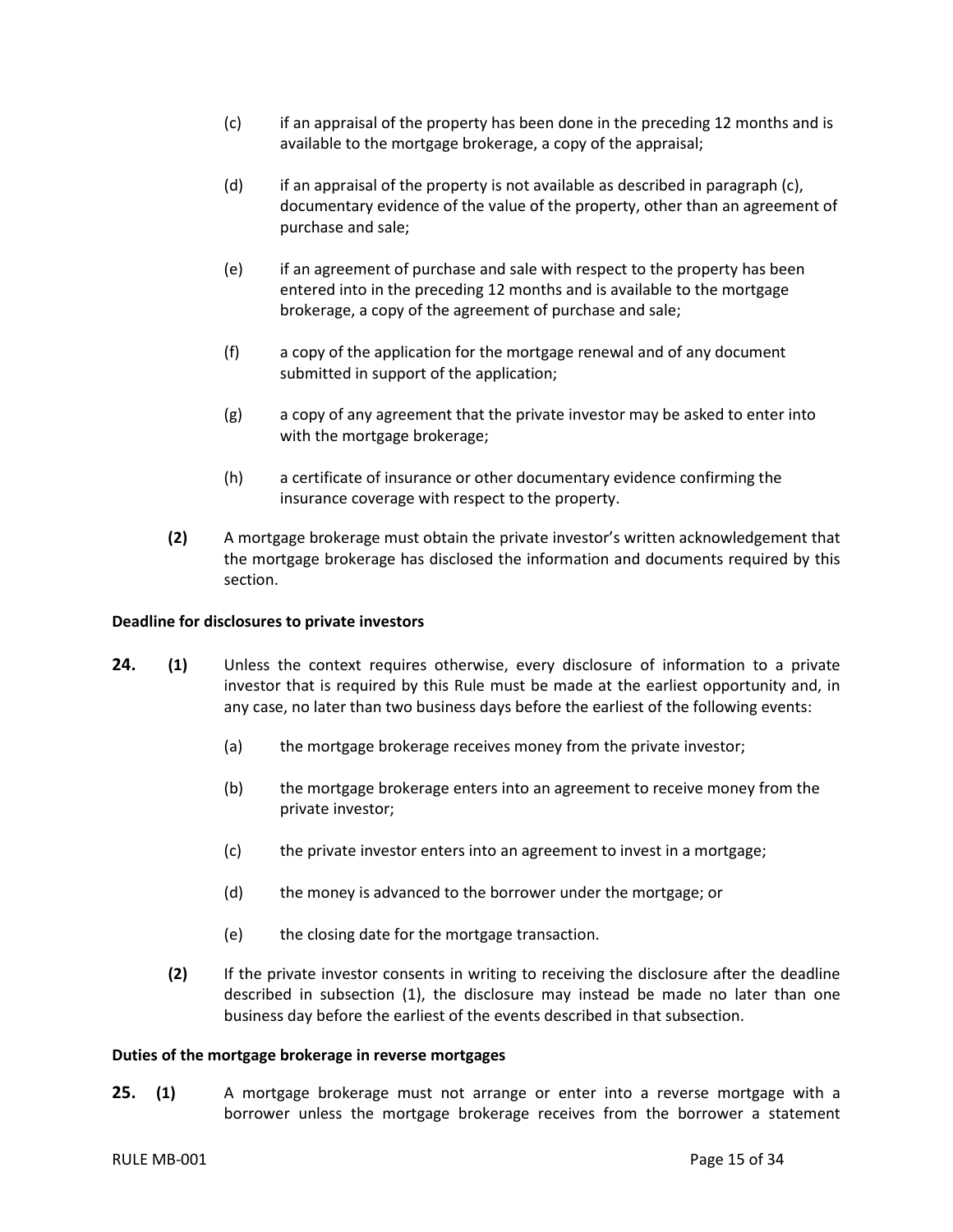(c) if an appraisal of the property has been done in the preceding 12 months and is available to the mortgage brokerage, a copy of the appraisal;

(d) if an appraisal of the property is not available as described in paragraph (c), documentary evidence of the value of the property, other than an agreement of purchase and sale;

(e) if an agreement of purchase and sale with respect to the property has been entered into in the preceding 12 months and is available to the mortgage brokerage, a copy of the agreement of purchase and sale;

(f) a copy of the application for the mortgage renewal and of any document submitted in support of the application;

(g) a copy of any agreement that the private investor may be asked to enter into with the mortgage brokerage;

(h) a certificate of insurance or other documentary evidence confirming the insurance coverage with respect to the property.

**(2)** A mortgage brokerage must obtain the private investor's written acknowledgement that the mortgage brokerage has disclosed the information and documents required by this section.

**Deadline for disclosures to private investors**

**24.** **(1)** Unless the context requires otherwise, every disclosure of information to a private investor that is required by this Rule must be made at the earliest opportunity and, in any case, no later than two business days before the earliest of the following events:

(a) the mortgage brokerage receives money from the private investor;

(b) the mortgage brokerage enters into an agreement to receive money from the private investor;

(c) the private investor enters into an agreement to invest in a mortgage;

(d) the money is advanced to the borrower under the mortgage; or

(e) the closing date for the mortgage transaction.

**(2)** If the private investor consents in writing to receiving the disclosure after the deadline described in subsection (1), the disclosure may instead be made no later than one business day before the earliest of the events described in that subsection.

**Duties of the mortgage brokerage in reverse mortgages**

**25.** **(1)** A mortgage brokerage must not arrange or enter into a reverse mortgage with a borrower unless the mortgage brokerage receives from the borrower a statement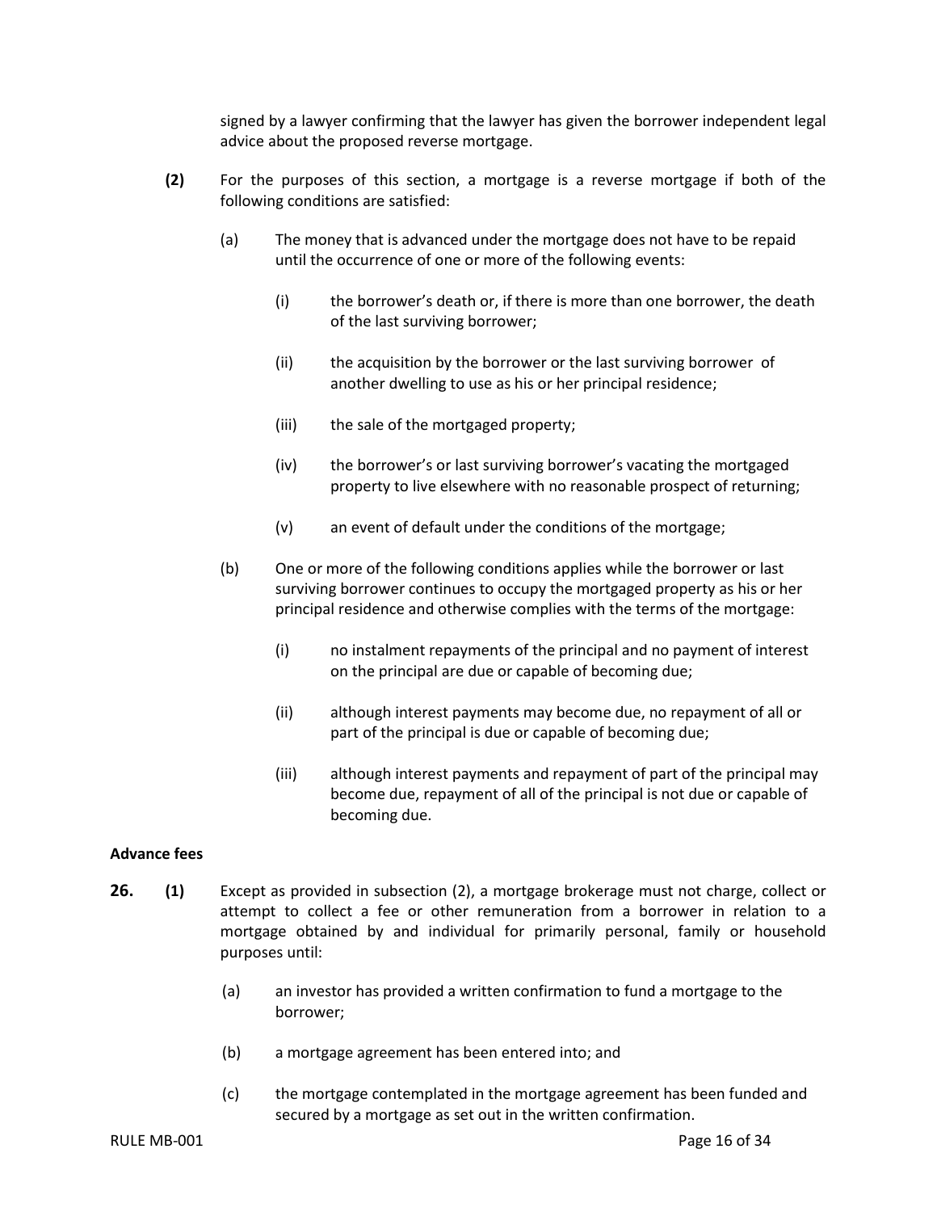signed by a lawyer confirming that the lawyer has given the borrower independent legal advice about the proposed reverse mortgage.

**(2)** For the purposes of this section, a mortgage is a reverse mortgage if both of the following conditions are satisfied:

(a) The money that is advanced under the mortgage does not have to be repaid until the occurrence of one or more of the following events:

(i) the borrower's death or, if there is more than one borrower, the death of the last surviving borrower;

(ii) the acquisition by the borrower or the last surviving borrower of another dwelling to use as his or her principal residence;

(iii) the sale of the mortgaged property;

(iv) the borrower's or last surviving borrower's vacating the mortgaged property to live elsewhere with no reasonable prospect of returning;

(v) an event of default under the conditions of the mortgage;

(b) One or more of the following conditions applies while the borrower or last surviving borrower continues to occupy the mortgaged property as his or her principal residence and otherwise complies with the terms of the mortgage:

(i) no instalment repayments of the principal and no payment of interest on the principal are due or capable of becoming due;

(ii) although interest payments may become due, no repayment of all or part of the principal is due or capable of becoming due;

(iii) although interest payments and repayment of part of the principal may become due, repayment of all of the principal is not due or capable of becoming due.

**Advance fees**

**26.** **(1)** Except as provided in subsection (2), a mortgage brokerage must not charge, collect or attempt to collect a fee or other remuneration from a borrower in relation to a mortgage obtained by and individual for primarily personal, family or household purposes until:

(a) an investor has provided a written confirmation to fund a mortgage to the borrower;

(b) a mortgage agreement has been entered into; and

(c) the mortgage contemplated in the mortgage agreement has been funded and secured by a mortgage as set out in the written confirmation.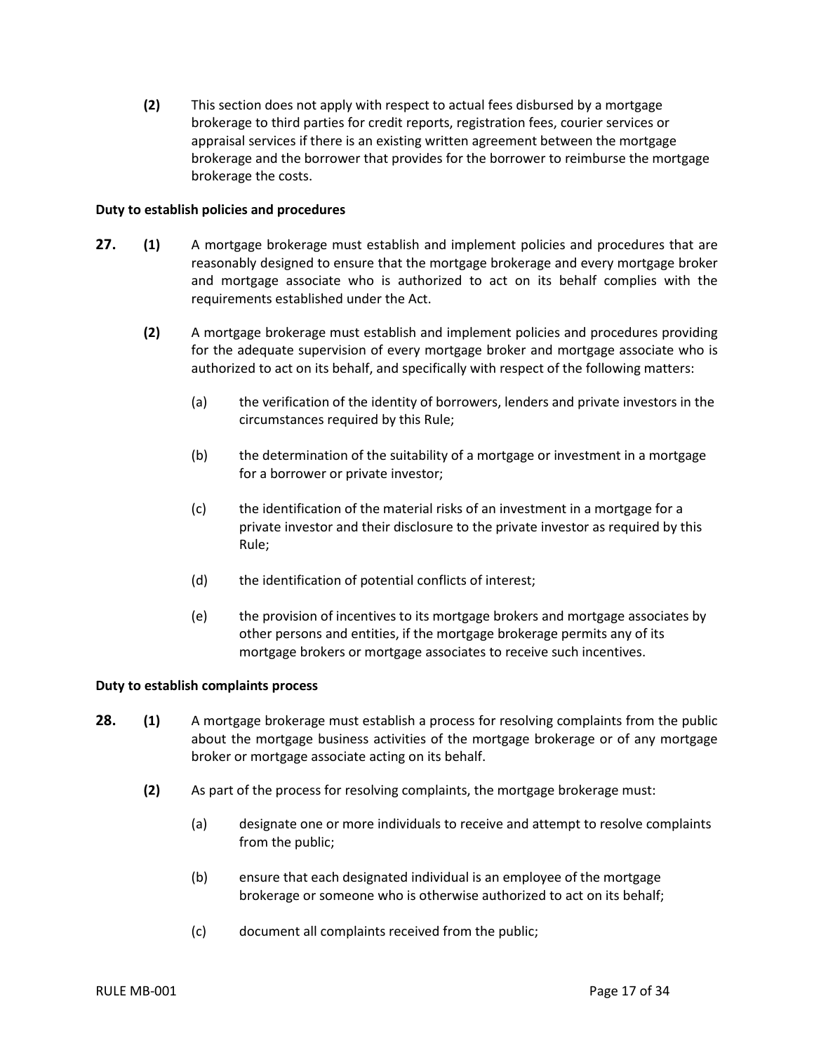**(2)** This section does not apply with respect to actual fees disbursed by a mortgage brokerage to third parties for credit reports, registration fees, courier services or appraisal services if there is an existing written agreement between the mortgage brokerage and the borrower that provides for the borrower to reimburse the mortgage brokerage the costs.

**Duty to establish policies and procedures**

**27. (1)** A mortgage brokerage must establish and implement policies and procedures that are reasonably designed to ensure that the mortgage brokerage and every mortgage broker and mortgage associate who is authorized to act on its behalf complies with the requirements established under the Act.

**(2)** A mortgage brokerage must establish and implement policies and procedures providing for the adequate supervision of every mortgage broker and mortgage associate who is authorized to act on its behalf, and specifically with respect of the following matters:

(a) the verification of the identity of borrowers, lenders and private investors in the circumstances required by this Rule;

(b) the determination of the suitability of a mortgage or investment in a mortgage for a borrower or private investor;

(c) the identification of the material risks of an investment in a mortgage for a private investor and their disclosure to the private investor as required by this Rule;

(d) the identification of potential conflicts of interest;

(e) the provision of incentives to its mortgage brokers and mortgage associates by other persons and entities, if the mortgage brokerage permits any of its mortgage brokers or mortgage associates to receive such incentives.

**Duty to establish complaints process**

**28. (1)** A mortgage brokerage must establish a process for resolving complaints from the public about the mortgage business activities of the mortgage brokerage or of any mortgage broker or mortgage associate acting on its behalf.

**(2)** As part of the process for resolving complaints, the mortgage brokerage must:

(a) designate one or more individuals to receive and attempt to resolve complaints from the public;

(b) ensure that each designated individual is an employee of the mortgage brokerage or someone who is otherwise authorized to act on its behalf;

(c) document all complaints received from the public;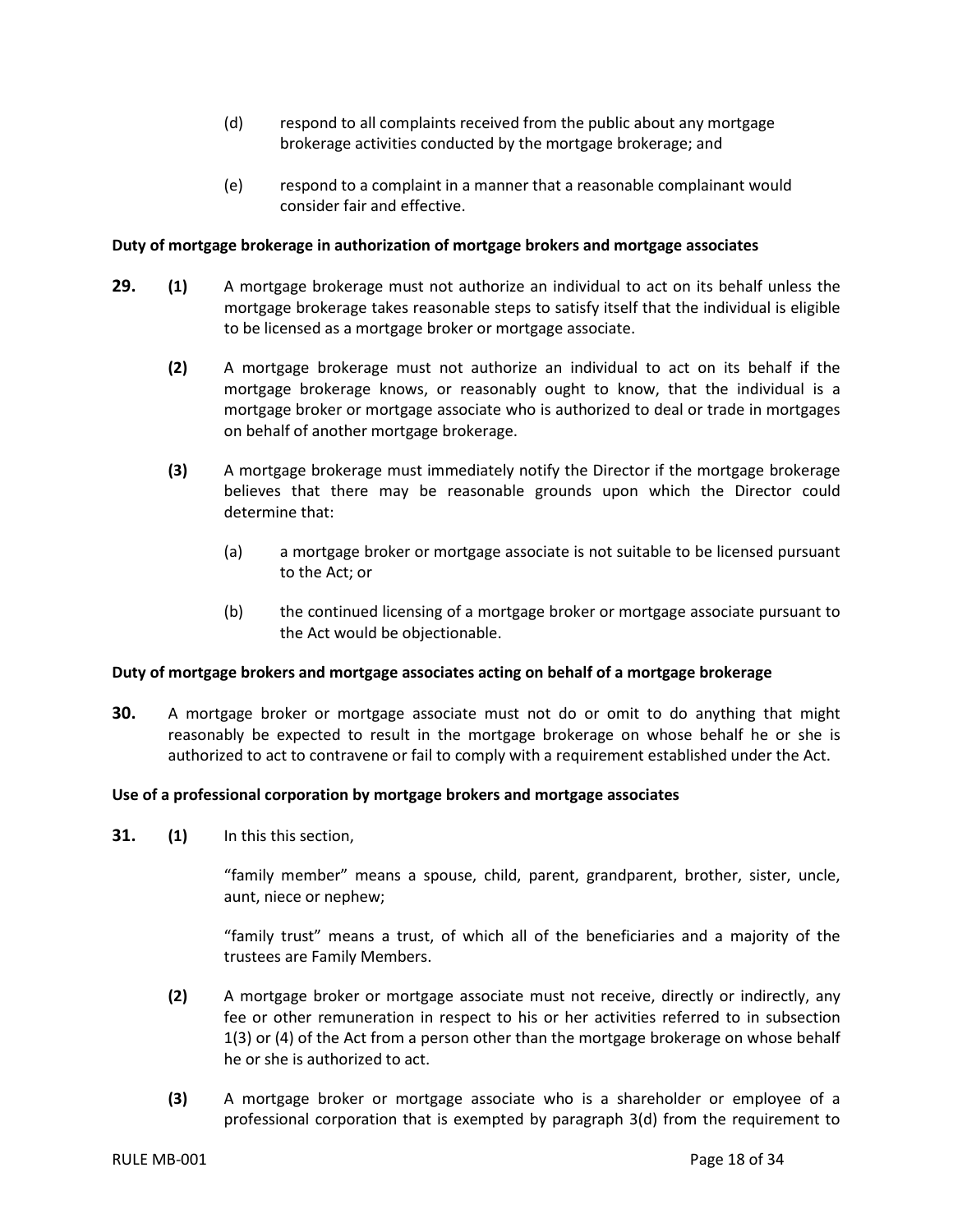(d) respond to all complaints received from the public about any mortgage brokerage activities conducted by the mortgage brokerage; and

(e) respond to a complaint in a manner that a reasonable complainant would consider fair and effective.

**Duty of mortgage brokerage in authorization of mortgage brokers and mortgage associates**

**29.** **(1)** A mortgage brokerage must not authorize an individual to act on its behalf unless the mortgage brokerage takes reasonable steps to satisfy itself that the individual is eligible to be licensed as a mortgage broker or mortgage associate.

**(2)** A mortgage brokerage must not authorize an individual to act on its behalf if the mortgage brokerage knows, or reasonably ought to know, that the individual is a mortgage broker or mortgage associate who is authorized to deal or trade in mortgages on behalf of another mortgage brokerage.

**(3)** A mortgage brokerage must immediately notify the Director if the mortgage brokerage believes that there may be reasonable grounds upon which the Director could determine that:

(a) a mortgage broker or mortgage associate is not suitable to be licensed pursuant to the Act; or

(b) the continued licensing of a mortgage broker or mortgage associate pursuant to the Act would be objectionable.

**Duty of mortgage brokers and mortgage associates acting on behalf of a mortgage brokerage**

**30.** A mortgage broker or mortgage associate must not do or omit to do anything that might reasonably be expected to result in the mortgage brokerage on whose behalf he or she is authorized to act to contravene or fail to comply with a requirement established under the Act.

**Use of a professional corporation by mortgage brokers and mortgage associates**

**31.** **(1)** In this this section,

"family member" means a spouse, child, parent, grandparent, brother, sister, uncle, aunt, niece or nephew;

"family trust" means a trust, of which all of the beneficiaries and a majority of the trustees are Family Members.

**(2)** A mortgage broker or mortgage associate must not receive, directly or indirectly, any fee or other remuneration in respect to his or her activities referred to in subsection 1(3) or (4) of the Act from a person other than the mortgage brokerage on whose behalf he or she is authorized to act.

**(3)** A mortgage broker or mortgage associate who is a shareholder or employee of a professional corporation that is exempted by paragraph 3(d) from the requirement to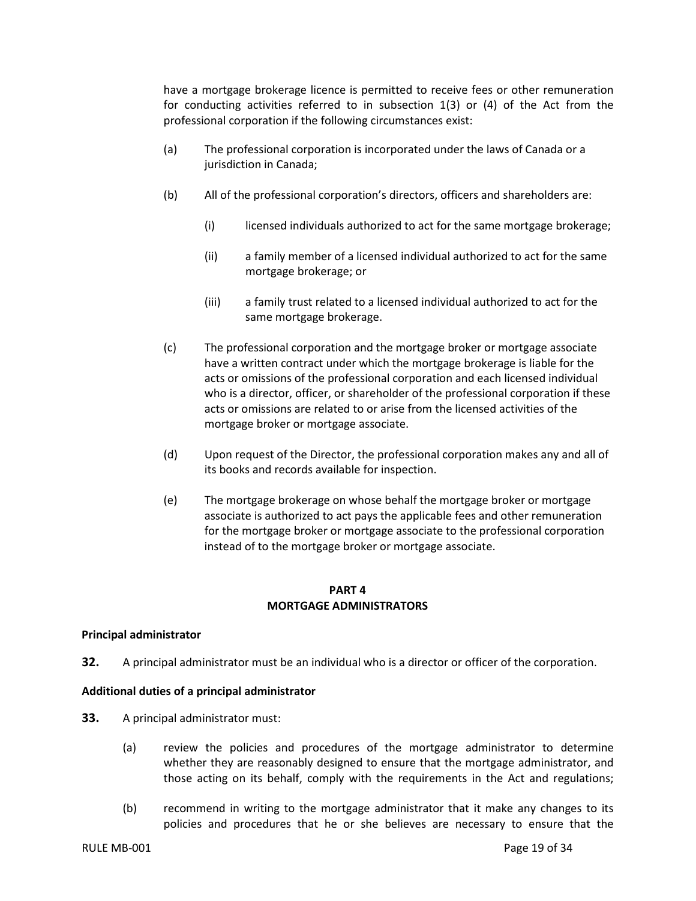have a mortgage brokerage licence is permitted to receive fees or other remuneration for conducting activities referred to in subsection 1(3) or (4) of the Act from the professional corporation if the following circumstances exist:

(a) The professional corporation is incorporated under the laws of Canada or a jurisdiction in Canada;

(b) All of the professional corporation's directors, officers and shareholders are:

  (i) licensed individuals authorized to act for the same mortgage brokerage;

  (ii) a family member of a licensed individual authorized to act for the same mortgage brokerage; or

  (iii) a family trust related to a licensed individual authorized to act for the same mortgage brokerage.

(c) The professional corporation and the mortgage broker or mortgage associate have a written contract under which the mortgage brokerage is liable for the acts or omissions of the professional corporation and each licensed individual who is a director, officer, or shareholder of the professional corporation if these acts or omissions are related to or arise from the licensed activities of the mortgage broker or mortgage associate.

(d) Upon request of the Director, the professional corporation makes any and all of its books and records available for inspection.

(e) The mortgage brokerage on whose behalf the mortgage broker or mortgage associate is authorized to act pays the applicable fees and other remuneration for the mortgage broker or mortgage associate to the professional corporation instead of to the mortgage broker or mortgage associate.

## PART 4
## MORTGAGE ADMINISTRATORS

**Principal administrator**

**32.** A principal administrator must be an individual who is a director or officer of the corporation.

**Additional duties of a principal administrator**

**33.** A principal administrator must:

(a) review the policies and procedures of the mortgage administrator to determine whether they are reasonably designed to ensure that the mortgage administrator, and those acting on its behalf, comply with the requirements in the Act and regulations;

(b) recommend in writing to the mortgage administrator that it make any changes to its policies and procedures that he or she believes are necessary to ensure that the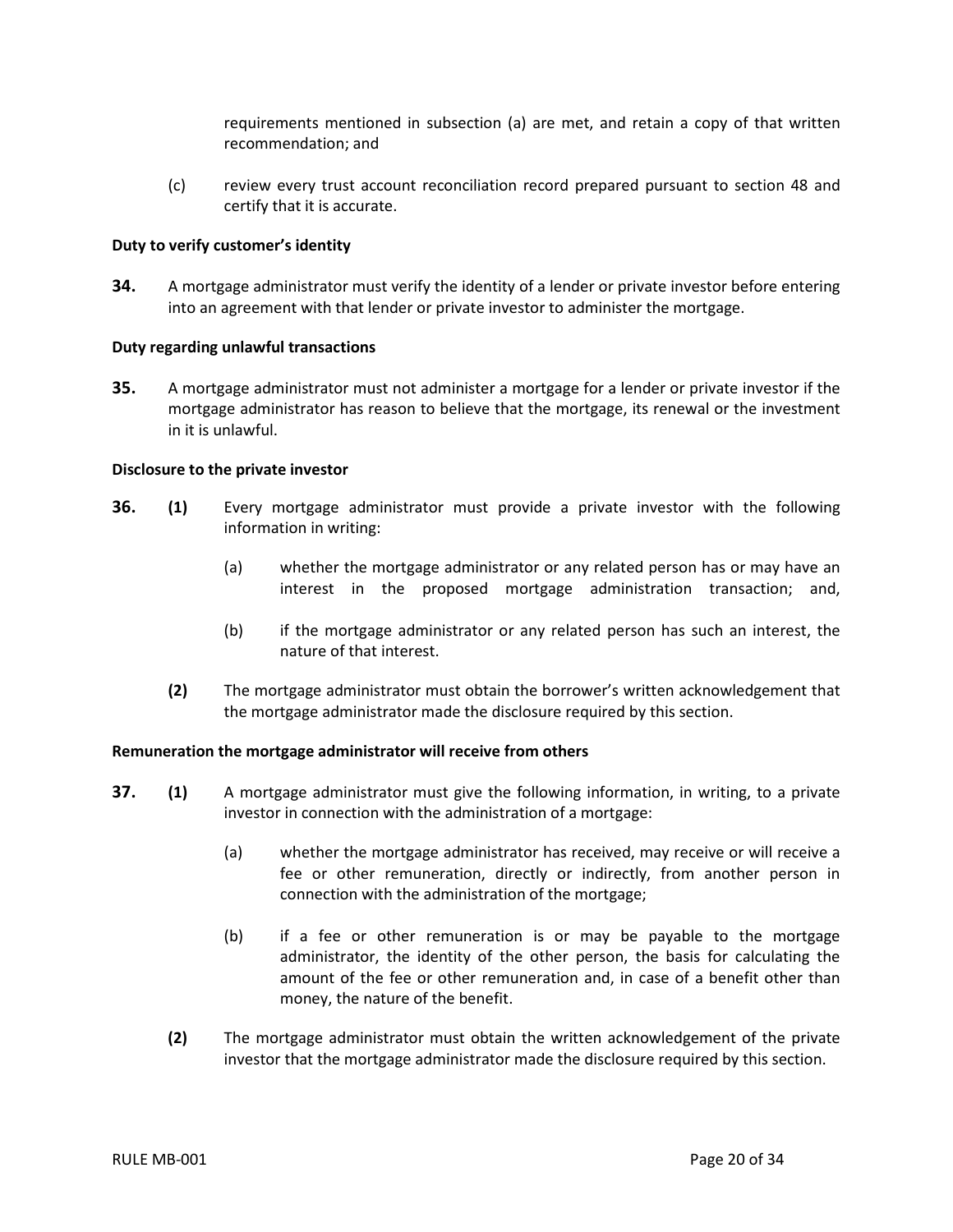requirements mentioned in subsection (a) are met, and retain a copy of that written recommendation; and

(c) review every trust account reconciliation record prepared pursuant to section 48 and certify that it is accurate.

**Duty to verify customer's identity**

**34.** A mortgage administrator must verify the identity of a lender or private investor before entering into an agreement with that lender or private investor to administer the mortgage.

**Duty regarding unlawful transactions**

**35.** A mortgage administrator must not administer a mortgage for a lender or private investor if the mortgage administrator has reason to believe that the mortgage, its renewal or the investment in it is unlawful.

**Disclosure to the private investor**

**36. (1)** Every mortgage administrator must provide a private investor with the following information in writing:

(a) whether the mortgage administrator or any related person has or may have an interest in the proposed mortgage administration transaction; and,

(b) if the mortgage administrator or any related person has such an interest, the nature of that interest.

**(2)** The mortgage administrator must obtain the borrower's written acknowledgement that the mortgage administrator made the disclosure required by this section.

**Remuneration the mortgage administrator will receive from others**

**37. (1)** A mortgage administrator must give the following information, in writing, to a private investor in connection with the administration of a mortgage:

(a) whether the mortgage administrator has received, may receive or will receive a fee or other remuneration, directly or indirectly, from another person in connection with the administration of the mortgage;

(b) if a fee or other remuneration is or may be payable to the mortgage administrator, the identity of the other person, the basis for calculating the amount of the fee or other remuneration and, in case of a benefit other than money, the nature of the benefit.

**(2)** The mortgage administrator must obtain the written acknowledgement of the private investor that the mortgage administrator made the disclosure required by this section.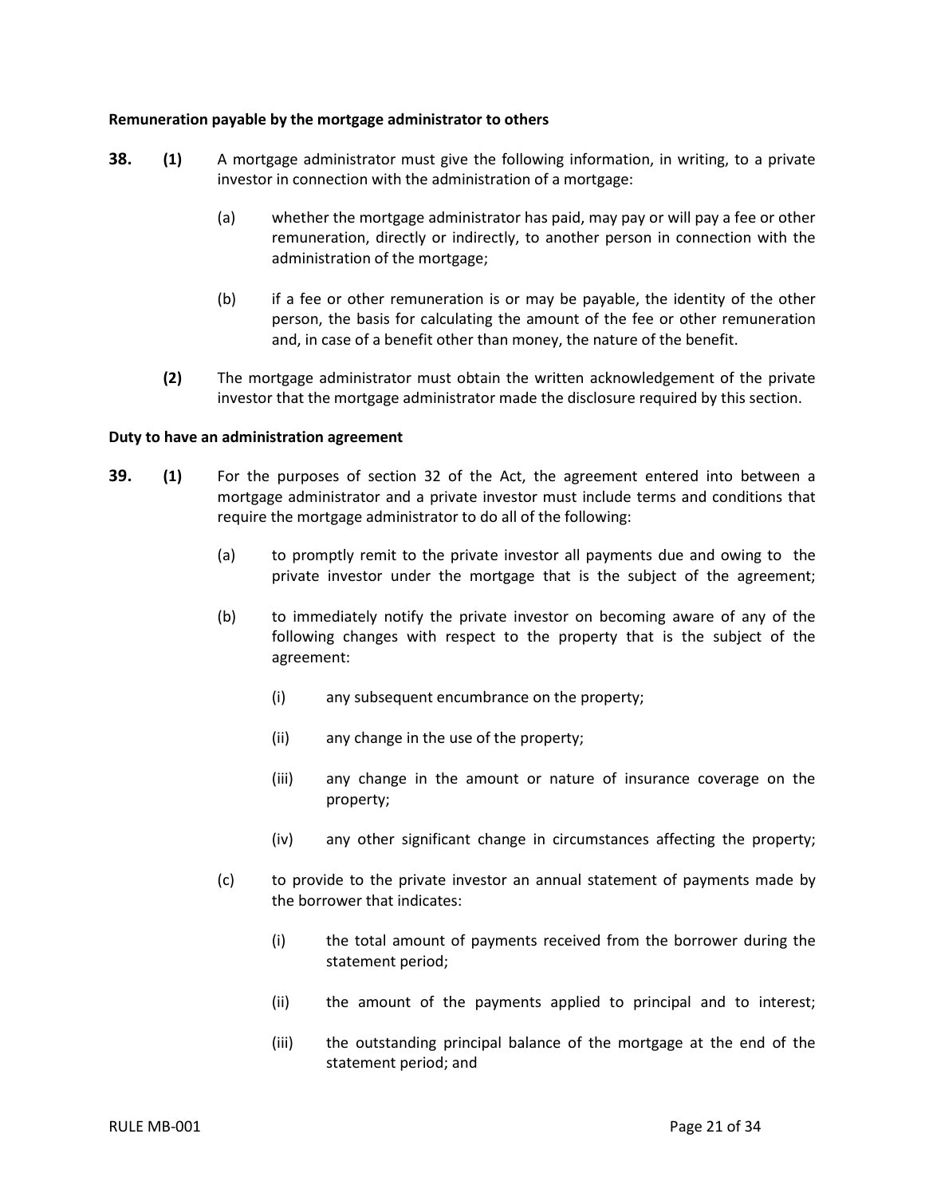**Remuneration payable by the mortgage administrator to others**

**38.** **(1)** A mortgage administrator must give the following information, in writing, to a private investor in connection with the administration of a mortgage:

(a) whether the mortgage administrator has paid, may pay or will pay a fee or other remuneration, directly or indirectly, to another person in connection with the administration of the mortgage;

(b) if a fee or other remuneration is or may be payable, the identity of the other person, the basis for calculating the amount of the fee or other remuneration and, in case of a benefit other than money, the nature of the benefit.

**(2)** The mortgage administrator must obtain the written acknowledgement of the private investor that the mortgage administrator made the disclosure required by this section.

**Duty to have an administration agreement**

**39.** **(1)** For the purposes of section 32 of the Act, the agreement entered into between a mortgage administrator and a private investor must include terms and conditions that require the mortgage administrator to do all of the following:

(a) to promptly remit to the private investor all payments due and owing to the private investor under the mortgage that is the subject of the agreement;

(b) to immediately notify the private investor on becoming aware of any of the following changes with respect to the property that is the subject of the agreement:

(i) any subsequent encumbrance on the property;

(ii) any change in the use of the property;

(iii) any change in the amount or nature of insurance coverage on the property;

(iv) any other significant change in circumstances affecting the property;

(c) to provide to the private investor an annual statement of payments made by the borrower that indicates:

(i) the total amount of payments received from the borrower during the statement period;

(ii) the amount of the payments applied to principal and to interest;

(iii) the outstanding principal balance of the mortgage at the end of the statement period; and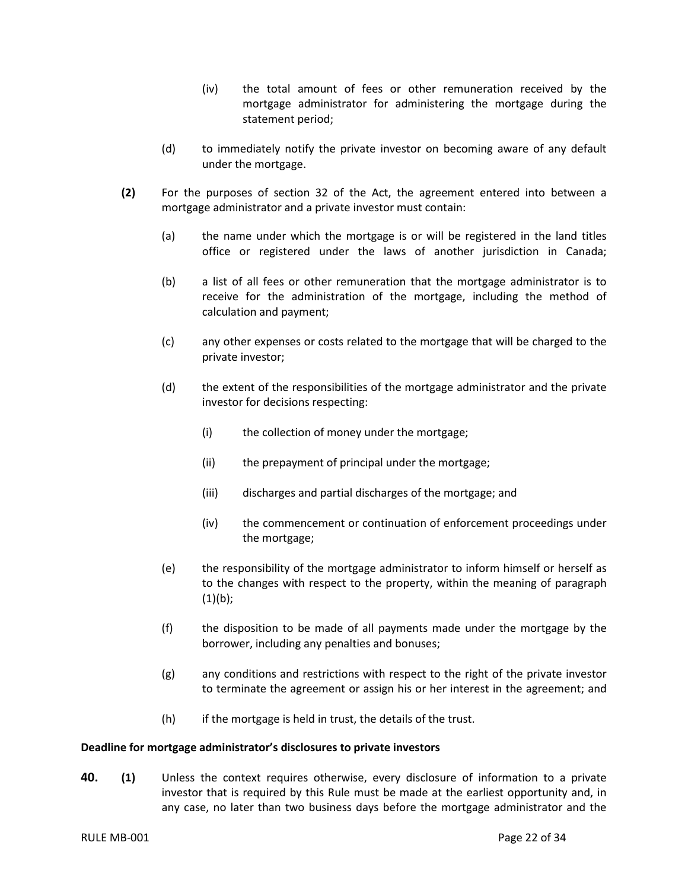(iv) the total amount of fees or other remuneration received by the mortgage administrator for administering the mortgage during the statement period;

(d) to immediately notify the private investor on becoming aware of any default under the mortgage.

**(2)** For the purposes of section 32 of the Act, the agreement entered into between a mortgage administrator and a private investor must contain:

(a) the name under which the mortgage is or will be registered in the land titles office or registered under the laws of another jurisdiction in Canada;

(b) a list of all fees or other remuneration that the mortgage administrator is to receive for the administration of the mortgage, including the method of calculation and payment;

(c) any other expenses or costs related to the mortgage that will be charged to the private investor;

(d) the extent of the responsibilities of the mortgage administrator and the private investor for decisions respecting:

(i) the collection of money under the mortgage;

(ii) the prepayment of principal under the mortgage;

(iii) discharges and partial discharges of the mortgage; and

(iv) the commencement or continuation of enforcement proceedings under the mortgage;

(e) the responsibility of the mortgage administrator to inform himself or herself as to the changes with respect to the property, within the meaning of paragraph (1)(b);

(f) the disposition to be made of all payments made under the mortgage by the borrower, including any penalties and bonuses;

(g) any conditions and restrictions with respect to the right of the private investor to terminate the agreement or assign his or her interest in the agreement; and

(h) if the mortgage is held in trust, the details of the trust.

**Deadline for mortgage administrator's disclosures to private investors**

**40. (1)** Unless the context requires otherwise, every disclosure of information to a private investor that is required by this Rule must be made at the earliest opportunity and, in any case, no later than two business days before the mortgage administrator and the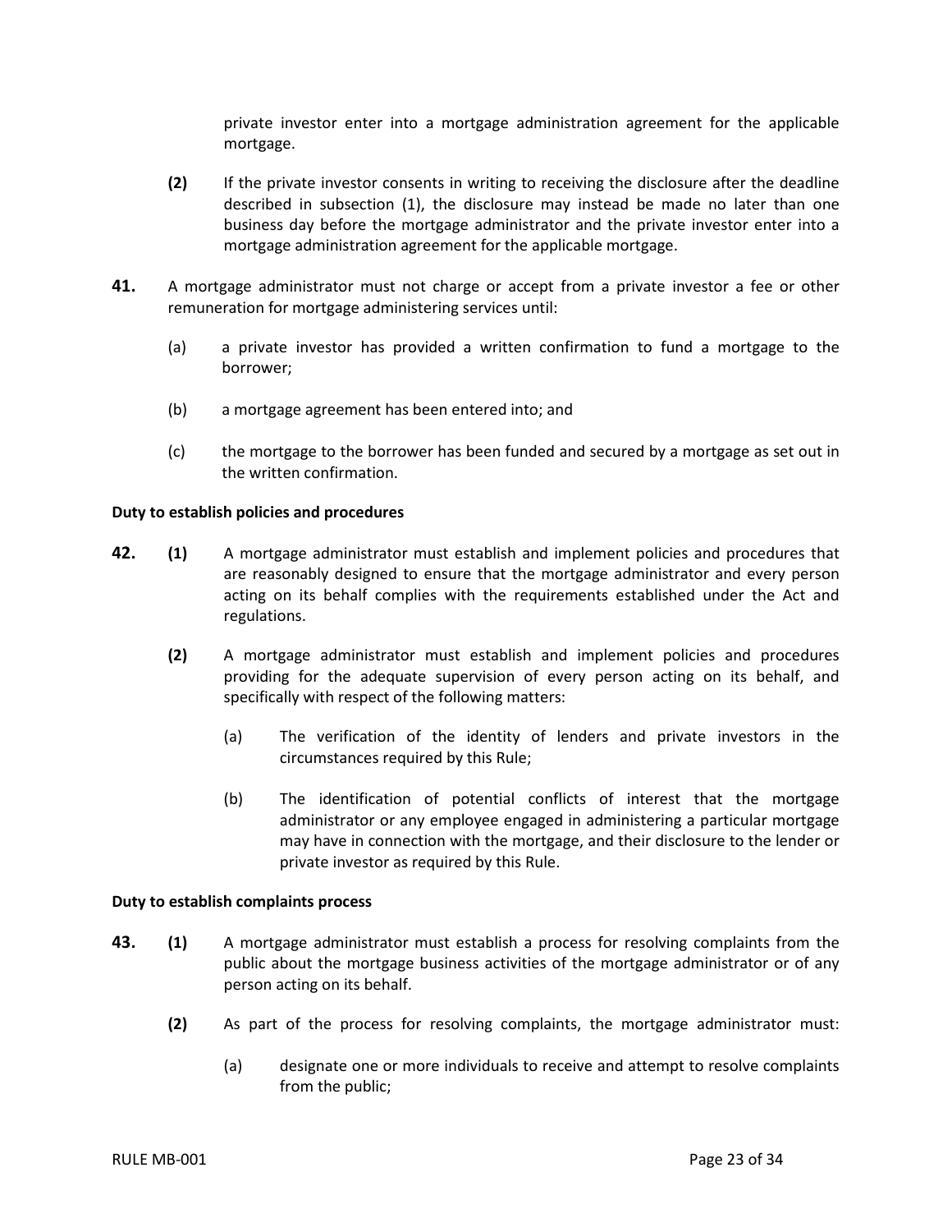private investor enter into a mortgage administration agreement for the applicable mortgage.

**(2)** If the private investor consents in writing to receiving the disclosure after the deadline described in subsection (1), the disclosure may instead be made no later than one business day before the mortgage administrator and the private investor enter into a mortgage administration agreement for the applicable mortgage.

**41.** A mortgage administrator must not charge or accept from a private investor a fee or other remuneration for mortgage administering services until:

(a) a private investor has provided a written confirmation to fund a mortgage to the borrower;

(b) a mortgage agreement has been entered into; and

(c) the mortgage to the borrower has been funded and secured by a mortgage as set out in the written confirmation.

**Duty to establish policies and procedures**

**42. (1)** A mortgage administrator must establish and implement policies and procedures that are reasonably designed to ensure that the mortgage administrator and every person acting on its behalf complies with the requirements established under the Act and regulations.

**(2)** A mortgage administrator must establish and implement policies and procedures providing for the adequate supervision of every person acting on its behalf, and specifically with respect of the following matters:

(a) The verification of the identity of lenders and private investors in the circumstances required by this Rule;

(b) The identification of potential conflicts of interest that the mortgage administrator or any employee engaged in administering a particular mortgage may have in connection with the mortgage, and their disclosure to the lender or private investor as required by this Rule.

**Duty to establish complaints process**

**43. (1)** A mortgage administrator must establish a process for resolving complaints from the public about the mortgage business activities of the mortgage administrator or of any person acting on its behalf.

**(2)** As part of the process for resolving complaints, the mortgage administrator must:

(a) designate one or more individuals to receive and attempt to resolve complaints from the public;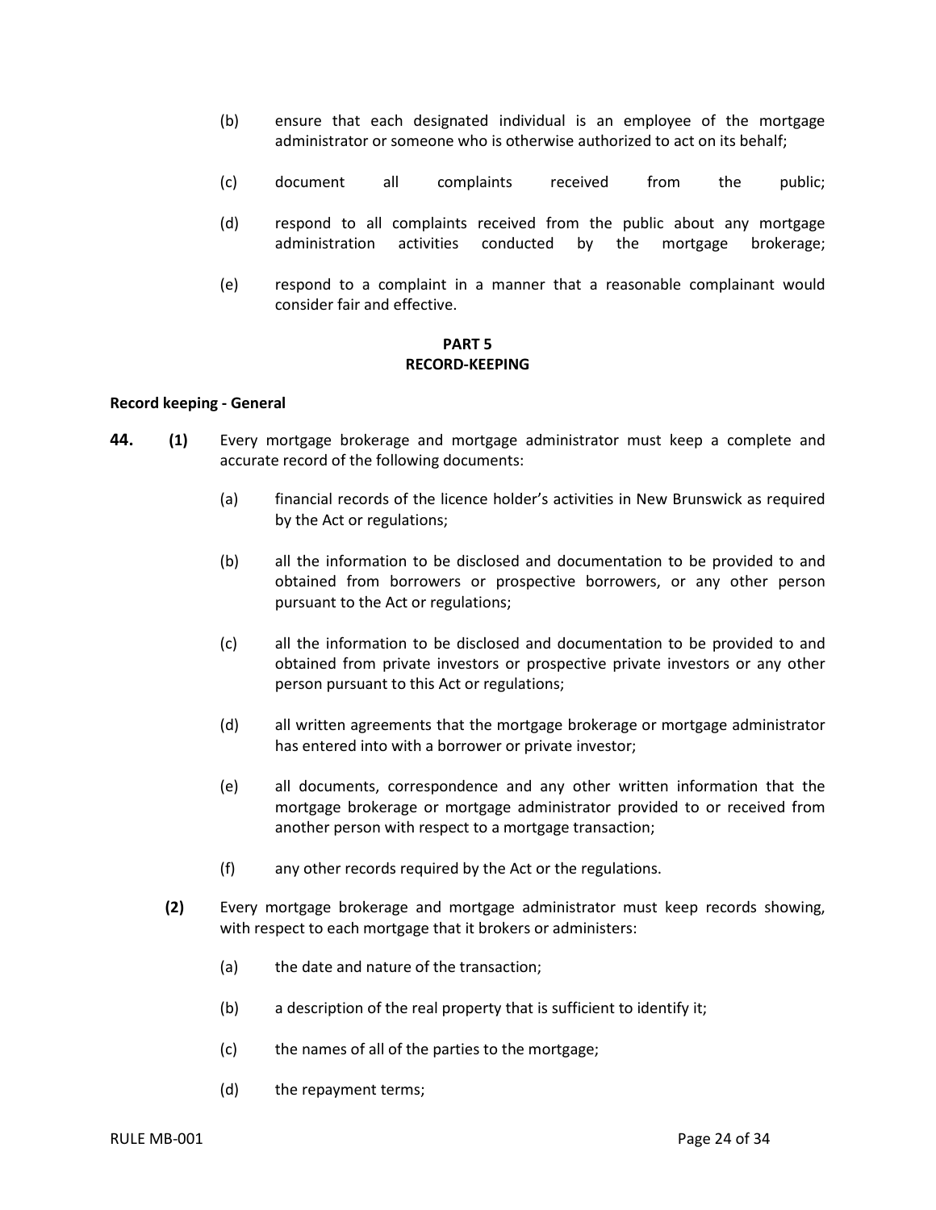(b) ensure that each designated individual is an employee of the mortgage administrator or someone who is otherwise authorized to act on its behalf;

(c) document all complaints received from the public;

(d) respond to all complaints received from the public about any mortgage administration activities conducted by the mortgage brokerage;

(e) respond to a complaint in a manner that a reasonable complainant would consider fair and effective.

## PART 5
## RECORD-KEEPING

**Record keeping - General**

**44.** **(1)** Every mortgage brokerage and mortgage administrator must keep a complete and accurate record of the following documents:

(a) financial records of the licence holder's activities in New Brunswick as required by the Act or regulations;

(b) all the information to be disclosed and documentation to be provided to and obtained from borrowers or prospective borrowers, or any other person pursuant to the Act or regulations;

(c) all the information to be disclosed and documentation to be provided to and obtained from private investors or prospective private investors or any other person pursuant to this Act or regulations;

(d) all written agreements that the mortgage brokerage or mortgage administrator has entered into with a borrower or private investor;

(e) all documents, correspondence and any other written information that the mortgage brokerage or mortgage administrator provided to or received from another person with respect to a mortgage transaction;

(f) any other records required by the Act or the regulations.

**(2)** Every mortgage brokerage and mortgage administrator must keep records showing, with respect to each mortgage that it brokers or administers:

(a) the date and nature of the transaction;

(b) a description of the real property that is sufficient to identify it;

(c) the names of all of the parties to the mortgage;

(d) the repayment terms;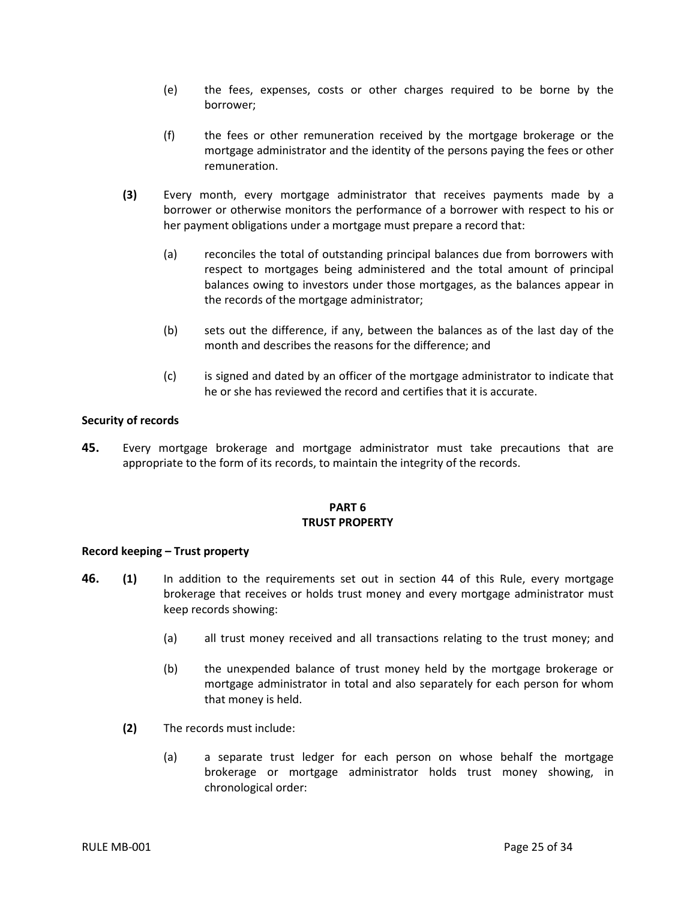(e) the fees, expenses, costs or other charges required to be borne by the borrower;

(f) the fees or other remuneration received by the mortgage brokerage or the mortgage administrator and the identity of the persons paying the fees or other remuneration.

**(3)** Every month, every mortgage administrator that receives payments made by a borrower or otherwise monitors the performance of a borrower with respect to his or her payment obligations under a mortgage must prepare a record that:

(a) reconciles the total of outstanding principal balances due from borrowers with respect to mortgages being administered and the total amount of principal balances owing to investors under those mortgages, as the balances appear in the records of the mortgage administrator;

(b) sets out the difference, if any, between the balances as of the last day of the month and describes the reasons for the difference; and

(c) is signed and dated by an officer of the mortgage administrator to indicate that he or she has reviewed the record and certifies that it is accurate.

**Security of records**

**45.** Every mortgage brokerage and mortgage administrator must take precautions that are appropriate to the form of its records, to maintain the integrity of the records.

## PART 6
## TRUST PROPERTY

**Record keeping – Trust property**

**46.** **(1)** In addition to the requirements set out in section 44 of this Rule, every mortgage brokerage that receives or holds trust money and every mortgage administrator must keep records showing:

(a) all trust money received and all transactions relating to the trust money; and

(b) the unexpended balance of trust money held by the mortgage brokerage or mortgage administrator in total and also separately for each person for whom that money is held.

**(2)** The records must include:

(a) a separate trust ledger for each person on whose behalf the mortgage brokerage or mortgage administrator holds trust money showing, in chronological order: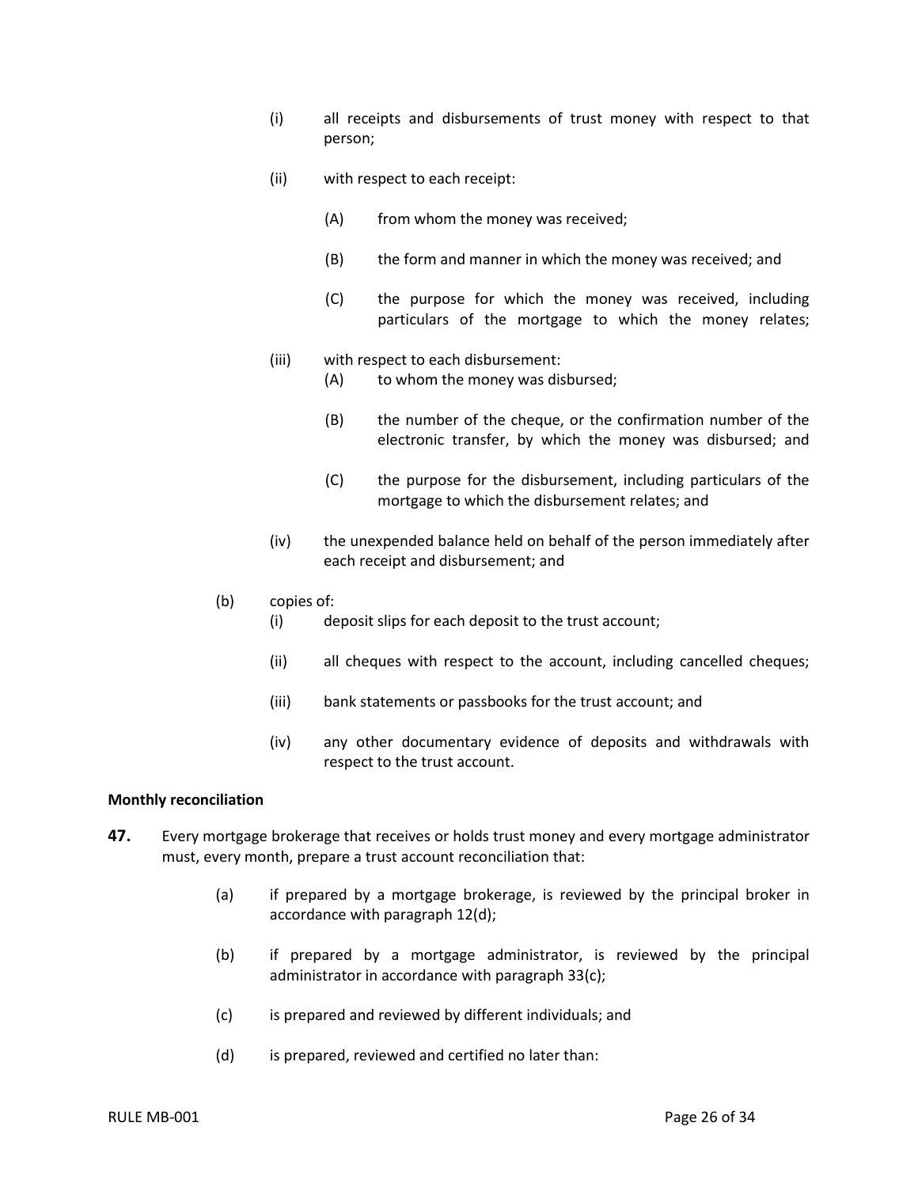(i) all receipts and disbursements of trust money with respect to that person;

(ii) with respect to each receipt:

(A) from whom the money was received;

(B) the form and manner in which the money was received; and

(C) the purpose for which the money was received, including particulars of the mortgage to which the money relates;

(iii) with respect to each disbursement:

(A) to whom the money was disbursed;

(B) the number of the cheque, or the confirmation number of the electronic transfer, by which the money was disbursed; and

(C) the purpose for the disbursement, including particulars of the mortgage to which the disbursement relates; and

(iv) the unexpended balance held on behalf of the person immediately after each receipt and disbursement; and

(b) copies of:

(i) deposit slips for each deposit to the trust account;

(ii) all cheques with respect to the account, including cancelled cheques;

(iii) bank statements or passbooks for the trust account; and

(iv) any other documentary evidence of deposits and withdrawals with respect to the trust account.

**Monthly reconciliation**

**47.** Every mortgage brokerage that receives or holds trust money and every mortgage administrator must, every month, prepare a trust account reconciliation that:

(a) if prepared by a mortgage brokerage, is reviewed by the principal broker in accordance with paragraph 12(d);

(b) if prepared by a mortgage administrator, is reviewed by the principal administrator in accordance with paragraph 33(c);

(c) is prepared and reviewed by different individuals; and

(d) is prepared, reviewed and certified no later than: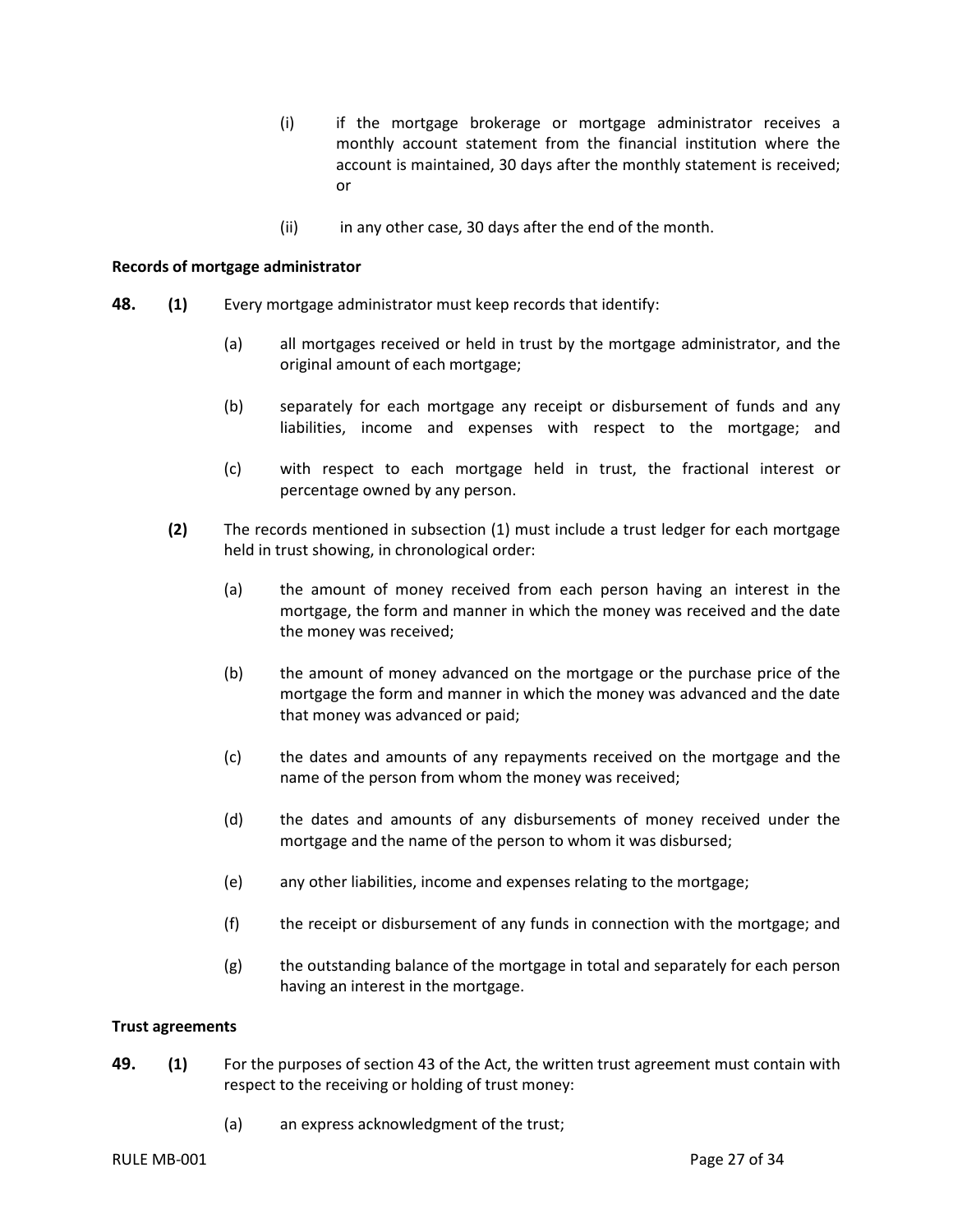(i) if the mortgage brokerage or mortgage administrator receives a monthly account statement from the financial institution where the account is maintained, 30 days after the monthly statement is received; or

(ii) in any other case, 30 days after the end of the month.

**Records of mortgage administrator**

**48.** **(1)** Every mortgage administrator must keep records that identify:

(a) all mortgages received or held in trust by the mortgage administrator, and the original amount of each mortgage;

(b) separately for each mortgage any receipt or disbursement of funds and any liabilities, income and expenses with respect to the mortgage; and

(c) with respect to each mortgage held in trust, the fractional interest or percentage owned by any person.

**(2)** The records mentioned in subsection (1) must include a trust ledger for each mortgage held in trust showing, in chronological order:

(a) the amount of money received from each person having an interest in the mortgage, the form and manner in which the money was received and the date the money was received;

(b) the amount of money advanced on the mortgage or the purchase price of the mortgage the form and manner in which the money was advanced and the date that money was advanced or paid;

(c) the dates and amounts of any repayments received on the mortgage and the name of the person from whom the money was received;

(d) the dates and amounts of any disbursements of money received under the mortgage and the name of the person to whom it was disbursed;

(e) any other liabilities, income and expenses relating to the mortgage;

(f) the receipt or disbursement of any funds in connection with the mortgage; and

(g) the outstanding balance of the mortgage in total and separately for each person having an interest in the mortgage.

**Trust agreements**

**49.** **(1)** For the purposes of section 43 of the Act, the written trust agreement must contain with respect to the receiving or holding of trust money:

(a) an express acknowledgment of the trust;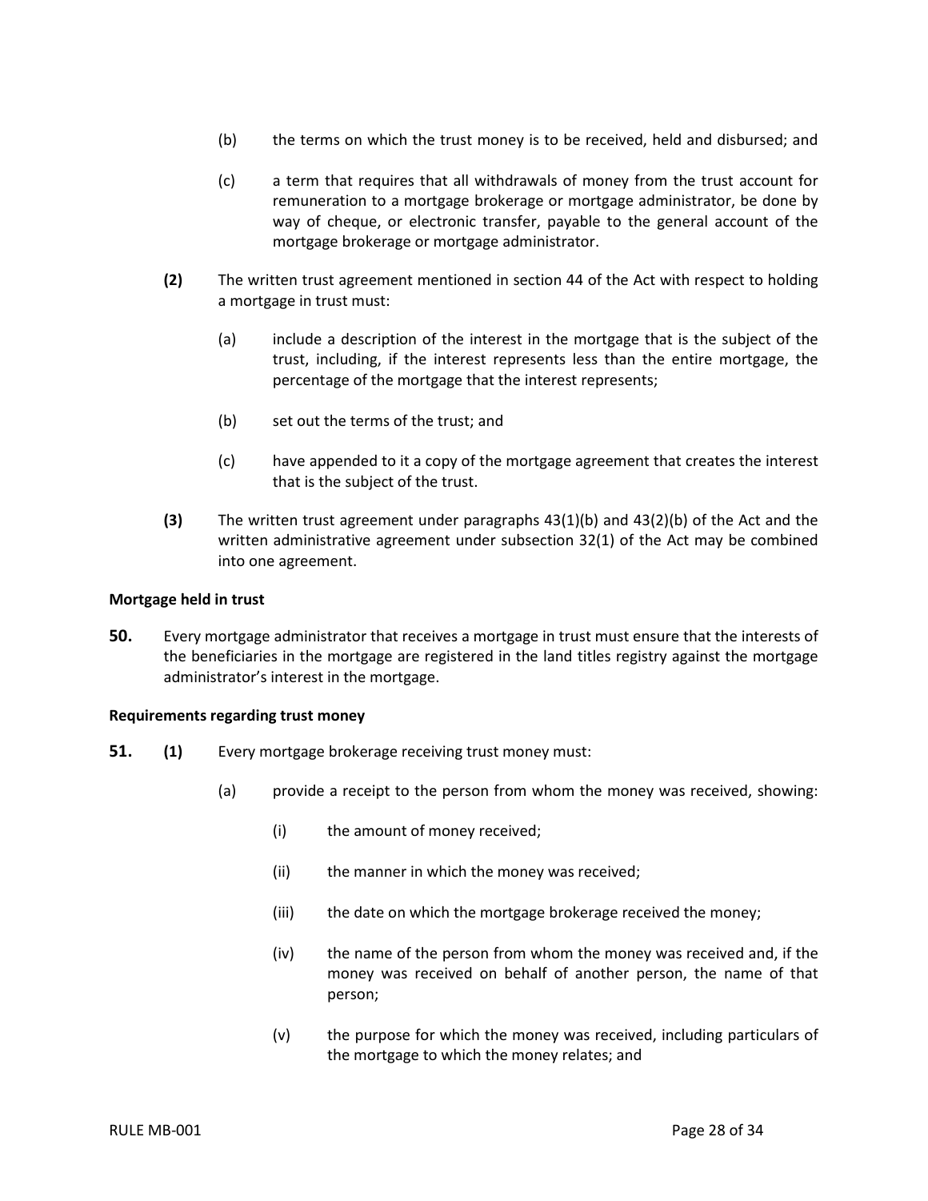(b) the terms on which the trust money is to be received, held and disbursed; and

(c) a term that requires that all withdrawals of money from the trust account for remuneration to a mortgage brokerage or mortgage administrator, be done by way of cheque, or electronic transfer, payable to the general account of the mortgage brokerage or mortgage administrator.

**(2)** The written trust agreement mentioned in section 44 of the Act with respect to holding a mortgage in trust must:

(a) include a description of the interest in the mortgage that is the subject of the trust, including, if the interest represents less than the entire mortgage, the percentage of the mortgage that the interest represents;

(b) set out the terms of the trust; and

(c) have appended to it a copy of the mortgage agreement that creates the interest that is the subject of the trust.

**(3)** The written trust agreement under paragraphs 43(1)(b) and 43(2)(b) of the Act and the written administrative agreement under subsection 32(1) of the Act may be combined into one agreement.

**Mortgage held in trust**

**50.** Every mortgage administrator that receives a mortgage in trust must ensure that the interests of the beneficiaries in the mortgage are registered in the land titles registry against the mortgage administrator's interest in the mortgage.

**Requirements regarding trust money**

**51.** **(1)** Every mortgage brokerage receiving trust money must:

(a) provide a receipt to the person from whom the money was received, showing:

(i) the amount of money received;

(ii) the manner in which the money was received;

(iii) the date on which the mortgage brokerage received the money;

(iv) the name of the person from whom the money was received and, if the money was received on behalf of another person, the name of that person;

(v) the purpose for which the money was received, including particulars of the mortgage to which the money relates; and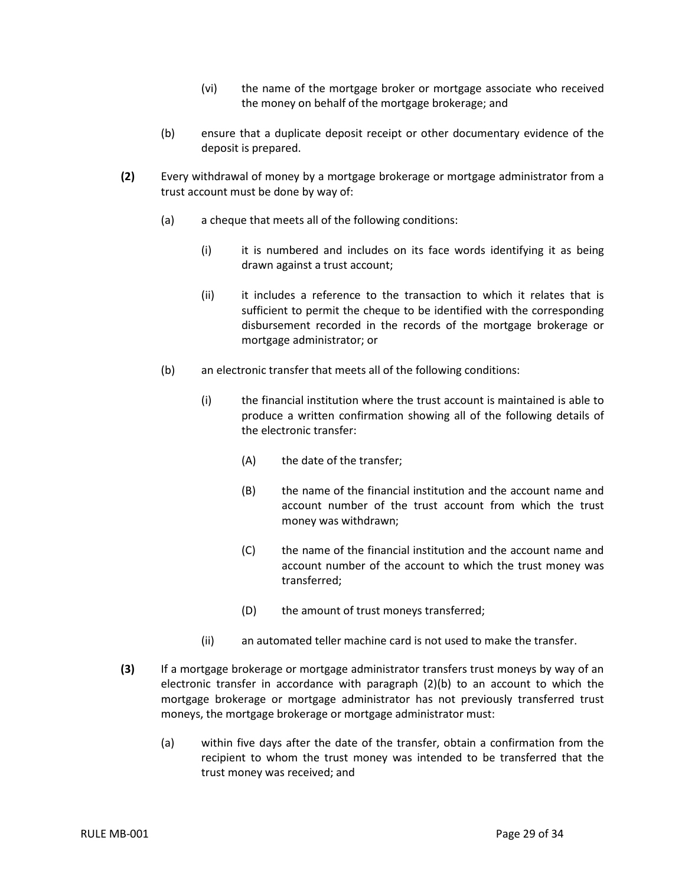(vi) the name of the mortgage broker or mortgage associate who received the money on behalf of the mortgage brokerage; and

(b) ensure that a duplicate deposit receipt or other documentary evidence of the deposit is prepared.

**(2)** Every withdrawal of money by a mortgage brokerage or mortgage administrator from a trust account must be done by way of:

(a) a cheque that meets all of the following conditions:

(i) it is numbered and includes on its face words identifying it as being drawn against a trust account;

(ii) it includes a reference to the transaction to which it relates that is sufficient to permit the cheque to be identified with the corresponding disbursement recorded in the records of the mortgage brokerage or mortgage administrator; or

(b) an electronic transfer that meets all of the following conditions:

(i) the financial institution where the trust account is maintained is able to produce a written confirmation showing all of the following details of the electronic transfer:

(A) the date of the transfer;

(B) the name of the financial institution and the account name and account number of the trust account from which the trust money was withdrawn;

(C) the name of the financial institution and the account name and account number of the account to which the trust money was transferred;

(D) the amount of trust moneys transferred;

(ii) an automated teller machine card is not used to make the transfer.

**(3)** If a mortgage brokerage or mortgage administrator transfers trust moneys by way of an electronic transfer in accordance with paragraph (2)(b) to an account to which the mortgage brokerage or mortgage administrator has not previously transferred trust moneys, the mortgage brokerage or mortgage administrator must:

(a) within five days after the date of the transfer, obtain a confirmation from the recipient to whom the trust money was intended to be transferred that the trust money was received; and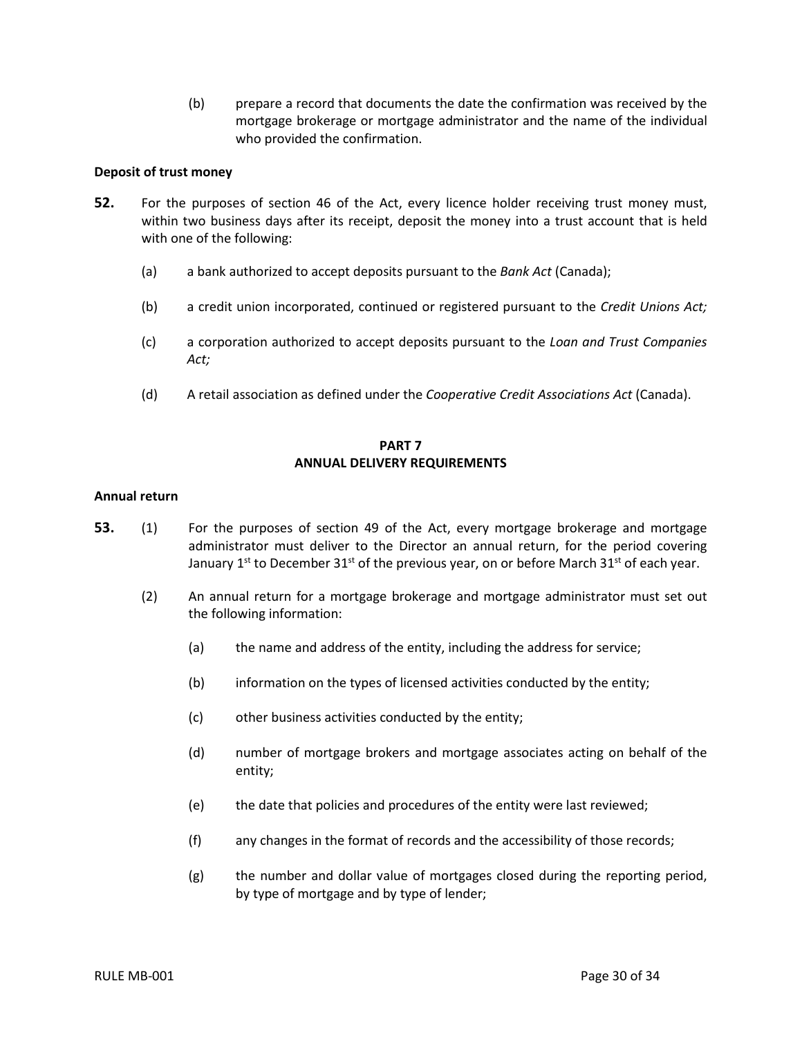(b) prepare a record that documents the date the confirmation was received by the mortgage brokerage or mortgage administrator and the name of the individual who provided the confirmation.

**Deposit of trust money**

**52.** For the purposes of section 46 of the Act, every licence holder receiving trust money must, within two business days after its receipt, deposit the money into a trust account that is held with one of the following:

(a) a bank authorized to accept deposits pursuant to the *Bank Act* (Canada);

(b) a credit union incorporated, continued or registered pursuant to the *Credit Unions Act;*

(c) a corporation authorized to accept deposits pursuant to the *Loan and Trust Companies Act;*

(d) A retail association as defined under the *Cooperative Credit Associations Act* (Canada).

## PART 7
## ANNUAL DELIVERY REQUIREMENTS

**Annual return**

**53.** (1) For the purposes of section 49 of the Act, every mortgage brokerage and mortgage administrator must deliver to the Director an annual return, for the period covering January 1st to December 31st of the previous year, on or before March 31st of each year.

(2) An annual return for a mortgage brokerage and mortgage administrator must set out the following information:

(a) the name and address of the entity, including the address for service;

(b) information on the types of licensed activities conducted by the entity;

(c) other business activities conducted by the entity;

(d) number of mortgage brokers and mortgage associates acting on behalf of the entity;

(e) the date that policies and procedures of the entity were last reviewed;

(f) any changes in the format of records and the accessibility of those records;

(g) the number and dollar value of mortgages closed during the reporting period, by type of mortgage and by type of lender;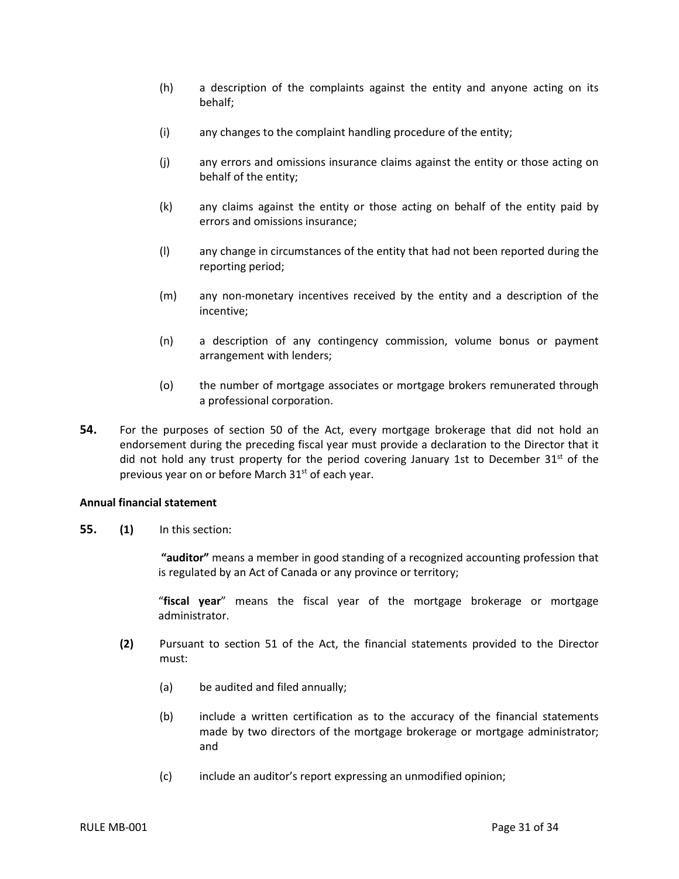(h) a description of the complaints against the entity and anyone acting on its behalf;

(i) any changes to the complaint handling procedure of the entity;

(j) any errors and omissions insurance claims against the entity or those acting on behalf of the entity;

(k) any claims against the entity or those acting on behalf of the entity paid by errors and omissions insurance;

(l) any change in circumstances of the entity that had not been reported during the reporting period;

(m) any non-monetary incentives received by the entity and a description of the incentive;

(n) a description of any contingency commission, volume bonus or payment arrangement with lenders;

(o) the number of mortgage associates or mortgage brokers remunerated through a professional corporation.

**54.** For the purposes of section 50 of the Act, every mortgage brokerage that did not hold an endorsement during the preceding fiscal year must provide a declaration to the Director that it did not hold any trust property for the period covering January 1st to December 31st of the previous year on or before March 31st of each year.

**Annual financial statement**

**55.** **(1)** In this section:

**"auditor"** means a member in good standing of a recognized accounting profession that is regulated by an Act of Canada or any province or territory;

"**fiscal year**" means the fiscal year of the mortgage brokerage or mortgage administrator.

**(2)** Pursuant to section 51 of the Act, the financial statements provided to the Director must:

(a) be audited and filed annually;

(b) include a written certification as to the accuracy of the financial statements made by two directors of the mortgage brokerage or mortgage administrator; and

(c) include an auditor's report expressing an unmodified opinion;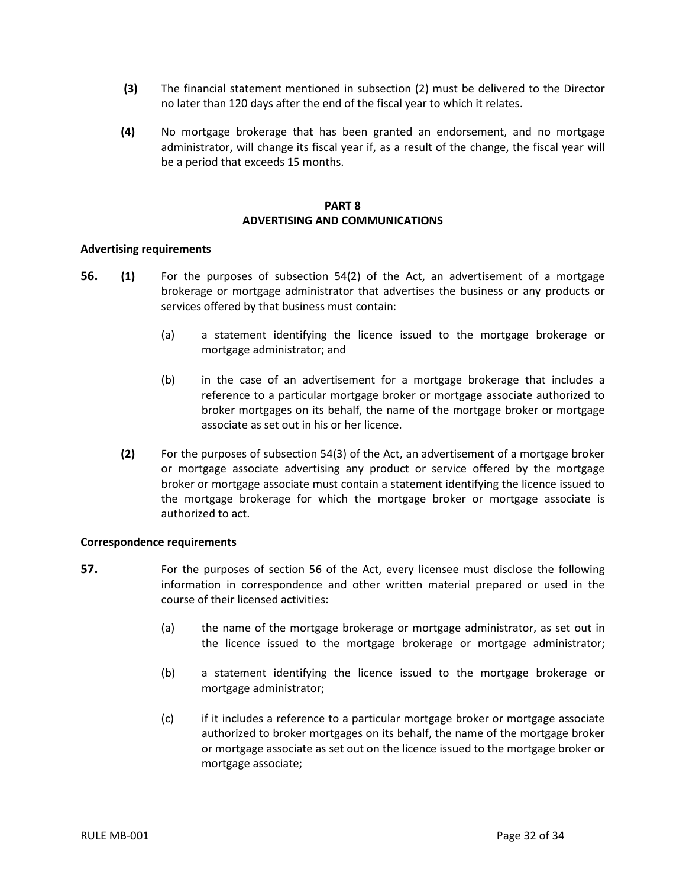**(3)** The financial statement mentioned in subsection (2) must be delivered to the Director no later than 120 days after the end of the fiscal year to which it relates.

**(4)** No mortgage brokerage that has been granted an endorsement, and no mortgage administrator, will change its fiscal year if, as a result of the change, the fiscal year will be a period that exceeds 15 months.

## PART 8
## ADVERTISING AND COMMUNICATIONS

**Advertising requirements**

**56.** **(1)** For the purposes of subsection 54(2) of the Act, an advertisement of a mortgage brokerage or mortgage administrator that advertises the business or any products or services offered by that business must contain:

(a) a statement identifying the licence issued to the mortgage brokerage or mortgage administrator; and

(b) in the case of an advertisement for a mortgage brokerage that includes a reference to a particular mortgage broker or mortgage associate authorized to broker mortgages on its behalf, the name of the mortgage broker or mortgage associate as set out in his or her licence.

**(2)** For the purposes of subsection 54(3) of the Act, an advertisement of a mortgage broker or mortgage associate advertising any product or service offered by the mortgage broker or mortgage associate must contain a statement identifying the licence issued to the mortgage brokerage for which the mortgage broker or mortgage associate is authorized to act.

**Correspondence requirements**

**57.** For the purposes of section 56 of the Act, every licensee must disclose the following information in correspondence and other written material prepared or used in the course of their licensed activities:

(a) the name of the mortgage brokerage or mortgage administrator, as set out in the licence issued to the mortgage brokerage or mortgage administrator;

(b) a statement identifying the licence issued to the mortgage brokerage or mortgage administrator;

(c) if it includes a reference to a particular mortgage broker or mortgage associate authorized to broker mortgages on its behalf, the name of the mortgage broker or mortgage associate as set out on the licence issued to the mortgage broker or mortgage associate;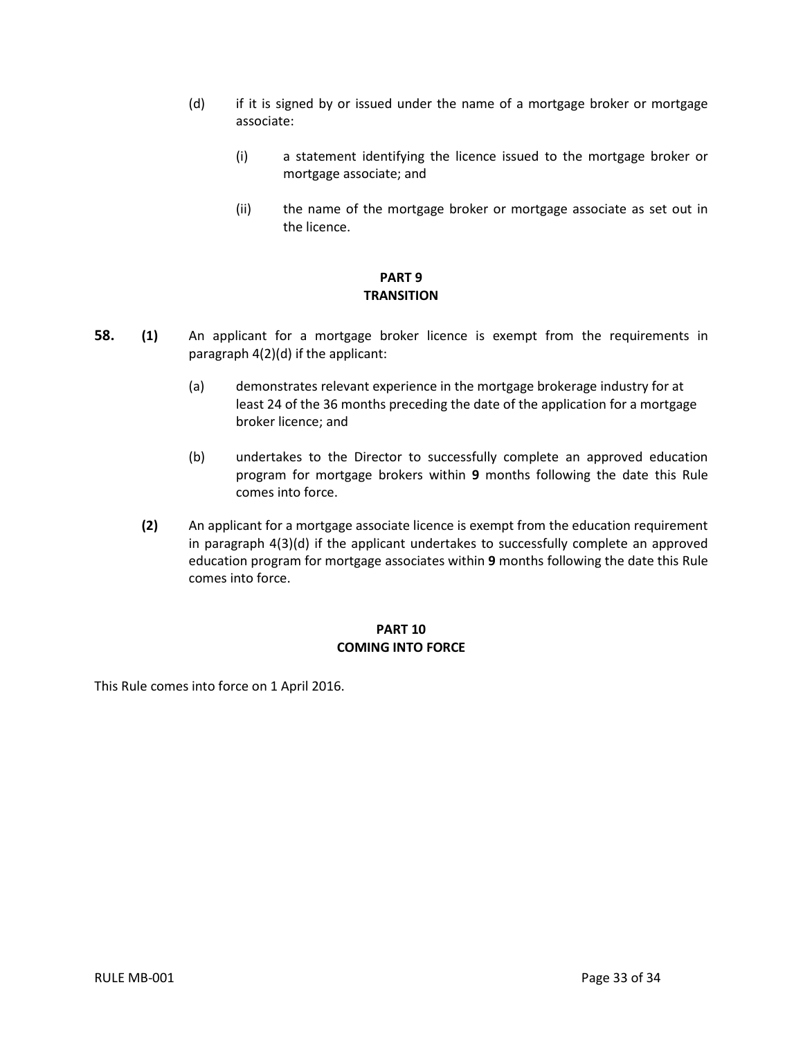(d) if it is signed by or issued under the name of a mortgage broker or mortgage associate:

(i) a statement identifying the licence issued to the mortgage broker or mortgage associate; and

(ii) the name of the mortgage broker or mortgage associate as set out in the licence.

## PART 9
## TRANSITION

**58.** **(1)** An applicant for a mortgage broker licence is exempt from the requirements in paragraph 4(2)(d) if the applicant:

(a) demonstrates relevant experience in the mortgage brokerage industry for at least 24 of the 36 months preceding the date of the application for a mortgage broker licence; and

(b) undertakes to the Director to successfully complete an approved education program for mortgage brokers within **9** months following the date this Rule comes into force.

**(2)** An applicant for a mortgage associate licence is exempt from the education requirement in paragraph 4(3)(d) if the applicant undertakes to successfully complete an approved education program for mortgage associates within **9** months following the date this Rule comes into force.

## PART 10
## COMING INTO FORCE

This Rule comes into force on 1 April 2016.